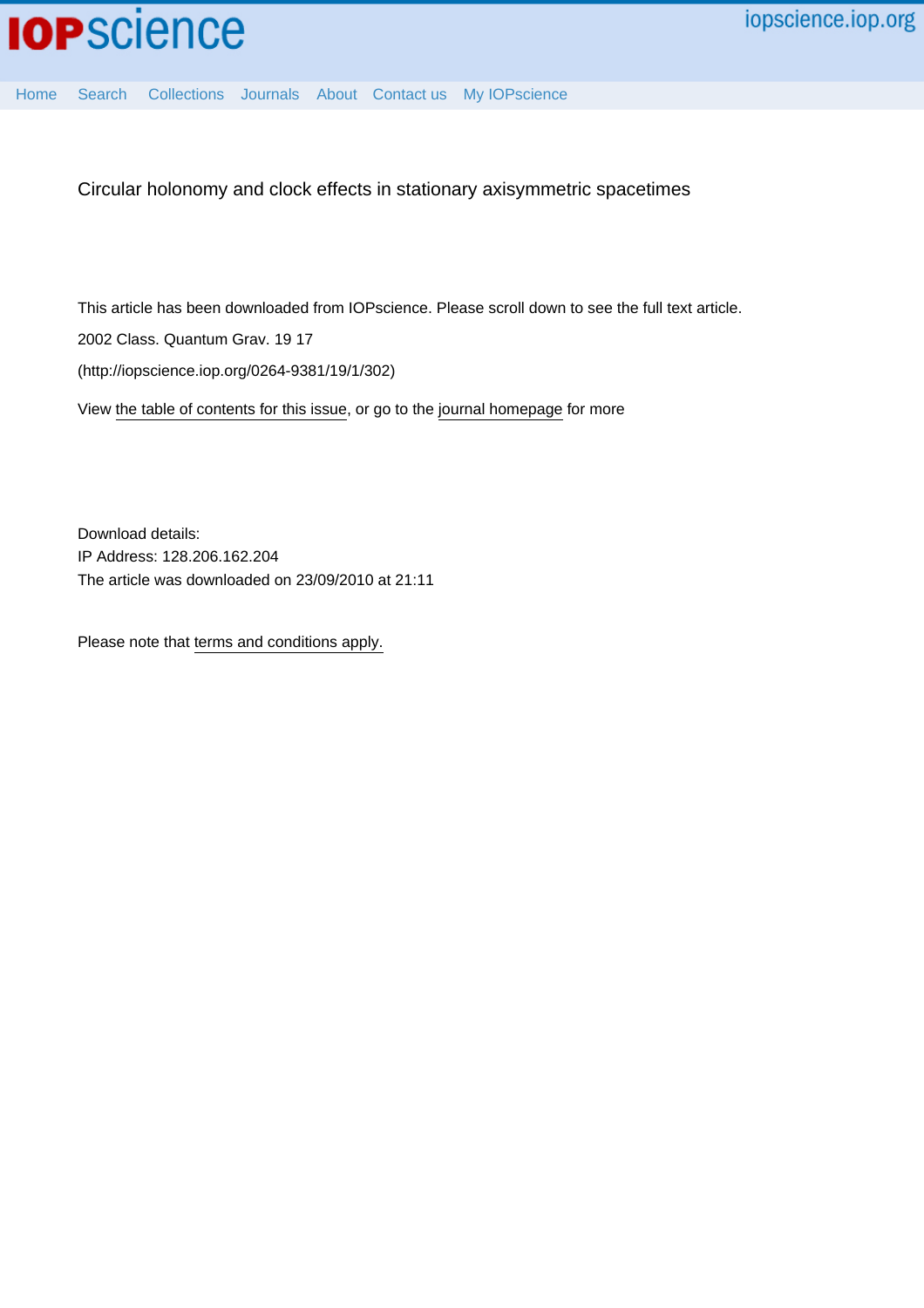# Circular holonomy and clock effects in stationary axisymmetric spacetimes

This article has been downloaded from IOPscience. Please scroll down to see the full text article.

2002 Class. Quantum Grav. 19 17

(http://iopscience.iop.org/0264-9381/19/1/302)

View the table of contents for this issue, or go to the journal homepage for more

Download details:
IP Address: 128.206.162.204
The article was downloaded on 23/09/2010 at 21:11

Please note that terms and conditions apply.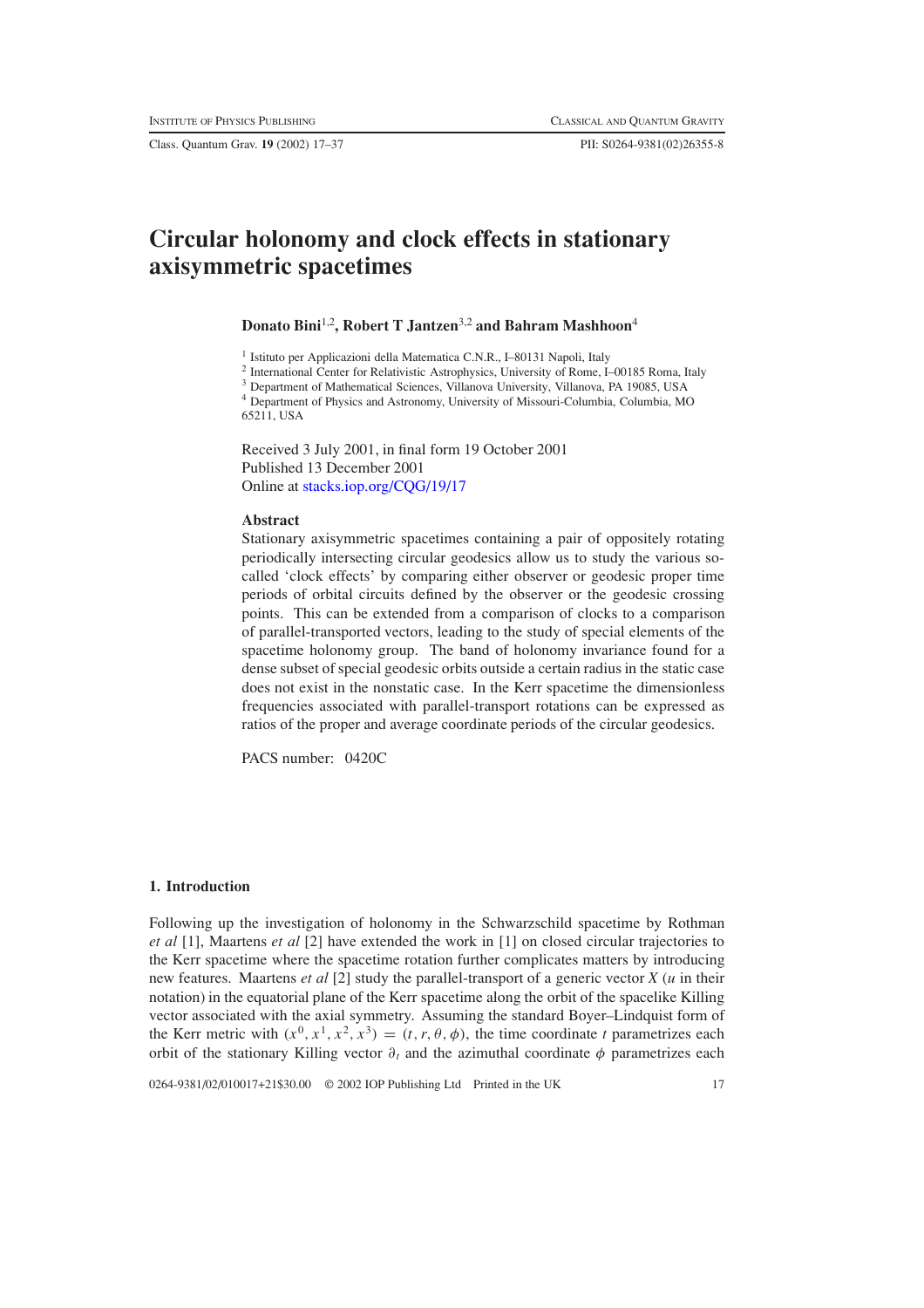# Circular holonomy and clock effects in stationary axisymmetric spacetimes

**Donato Bini**[1,2], **Robert T Jantzen**[3,2] **and Bahram Mashhoon**[4]

[1] Istituto per Applicazioni della Matematica C.N.R., I–80131 Napoli, Italy

[2] International Center for Relativistic Astrophysics, University of Rome, I–00185 Roma, Italy

[3] Department of Mathematical Sciences, Villanova University, Villanova, PA 19085, USA

[4] Department of Physics and Astronomy, University of Missouri-Columbia, Columbia, MO 65211, USA

Received 3 July 2001, in final form 19 October 2001
Published 13 December 2001
Online at stacks.iop.org/CQG/19/17

## Abstract

Stationary axisymmetric spacetimes containing a pair of oppositely rotating periodically intersecting circular geodesics allow us to study the various so-called 'clock effects' by comparing either observer or geodesic proper time periods of orbital circuits defined by the observer or the geodesic crossing points. This can be extended from a comparison of clocks to a comparison of parallel-transported vectors, leading to the study of special elements of the spacetime holonomy group. The band of holonomy invariance found for a dense subset of special geodesic orbits outside a certain radius in the static case does not exist in the nonstatic case. In the Kerr spacetime the dimensionless frequencies associated with parallel-transport rotations can be expressed as ratios of the proper and average coordinate periods of the circular geodesics.

PACS number: 0420C

## 1. Introduction

Following up the investigation of holonomy in the Schwarzschild spacetime by Rothman *et al* [1], Maartens *et al* [2] have extended the work in [1] on closed circular trajectories to the Kerr spacetime where the spacetime rotation further complicates matters by introducing new features. Maartens *et al* [2] study the parallel-transport of a generic vector $X$ ($u$ in their notation) in the equatorial plane of the Kerr spacetime along the orbit of the spacelike Killing vector associated with the axial symmetry. Assuming the standard Boyer–Lindquist form of the Kerr metric with $(x^0, x^1, x^2, x^3) = (t, r, \theta, \phi)$, the time coordinate $t$ parametrizes each orbit of the stationary Killing vector $\partial_t$ and the azimuthal coordinate $\phi$ parametrizes each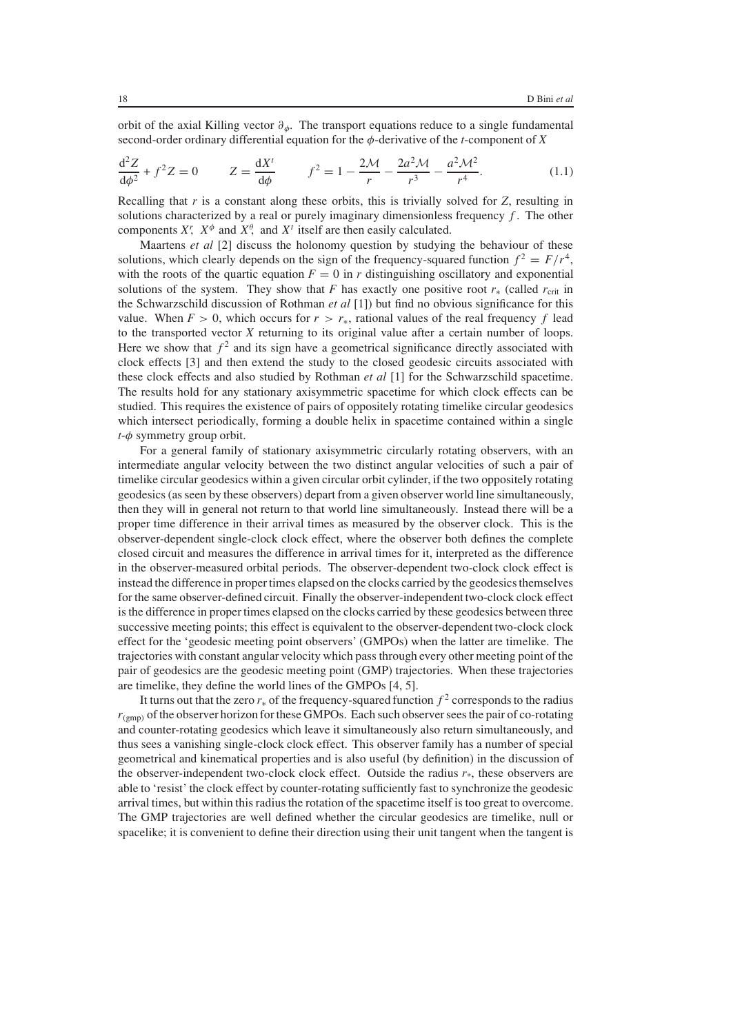orbit of the axial Killing vector $\partial_\phi$. The transport equations reduce to a single fundamental second-order ordinary differential equation for the $\phi$-derivative of the $t$-component of $X$

$$\frac{\mathrm{d}^2 Z}{\mathrm{d}\phi^2} + f^2 Z = 0 \qquad Z = \frac{\mathrm{d}X^t}{\mathrm{d}\phi} \qquad f^2 = 1 - \frac{2\mathcal{M}}{r} - \frac{2a^2\mathcal{M}}{r^3} - \frac{a^2\mathcal{M}^2}{r^4}. \tag{1.1}$$

Recalling that $r$ is a constant along these orbits, this is trivially solved for $Z$, resulting in solutions characterized by a real or purely imaginary dimensionless frequency $f$. The other components $X^r$, $X^\phi$ and $X^\theta$, and $X^t$ itself are then easily calculated.

Maartens *et al* [2] discuss the holonomy question by studying the behaviour of these solutions, which clearly depends on the sign of the frequency-squared function $f^2 = F/r^4$, with the roots of the quartic equation $F = 0$ in $r$ distinguishing oscillatory and exponential solutions of the system. They show that $F$ has exactly one positive root $r_*$ (called $r_{\text{crit}}$ in the Schwarzschild discussion of Rothman *et al* [1]) but find no obvious significance for this value. When $F > 0$, which occurs for $r > r_*$, rational values of the real frequency $f$ lead to the transported vector $X$ returning to its original value after a certain number of loops. Here we show that $f^2$ and its sign have a geometrical significance directly associated with clock effects [3] and then extend the study to the closed geodesic circuits associated with these clock effects and also studied by Rothman *et al* [1] for the Schwarzschild spacetime. The results hold for any stationary axisymmetric spacetime for which clock effects can be studied. This requires the existence of pairs of oppositely rotating timelike circular geodesics which intersect periodically, forming a double helix in spacetime contained within a single $t$-$\phi$ symmetry group orbit.

For a general family of stationary axisymmetric circularly rotating observers, with an intermediate angular velocity between the two distinct angular velocities of such a pair of timelike circular geodesics within a given circular orbit cylinder, if the two oppositely rotating geodesics (as seen by these observers) depart from a given observer world line simultaneously, then they will in general not return to that world line simultaneously. Instead there will be a proper time difference in their arrival times as measured by the observer clock. This is the observer-dependent single-clock clock effect, where the observer both defines the complete closed circuit and measures the difference in arrival times for it, interpreted as the difference in the observer-measured orbital periods. The observer-dependent two-clock clock effect is instead the difference in proper times elapsed on the clocks carried by the geodesics themselves for the same observer-defined circuit. Finally the observer-independent two-clock clock effect is the difference in proper times elapsed on the clocks carried by these geodesics between three successive meeting points; this effect is equivalent to the observer-dependent two-clock clock effect for the 'geodesic meeting point observers' (GMPOs) when the latter are timelike. The trajectories with constant angular velocity which pass through every other meeting point of the pair of geodesics are the geodesic meeting point (GMP) trajectories. When these trajectories are timelike, they define the world lines of the GMPOs [4, 5].

It turns out that the zero $r_*$ of the frequency-squared function $f^2$ corresponds to the radius $r_{(\text{gmp})}$ of the observer horizon for these GMPOs. Each such observer sees the pair of co-rotating and counter-rotating geodesics which leave it simultaneously also return simultaneously, and thus sees a vanishing single-clock clock effect. This observer family has a number of special geometrical and kinematical properties and is also useful (by definition) in the discussion of the observer-independent two-clock clock effect. Outside the radius $r_*$, these observers are able to 'resist' the clock effect by counter-rotating sufficiently fast to synchronize the geodesic arrival times, but within this radius the rotation of the spacetime itself is too great to overcome. The GMP trajectories are well defined whether the circular geodesics are timelike, null or spacelike; it is convenient to define their direction using their unit tangent when the tangent is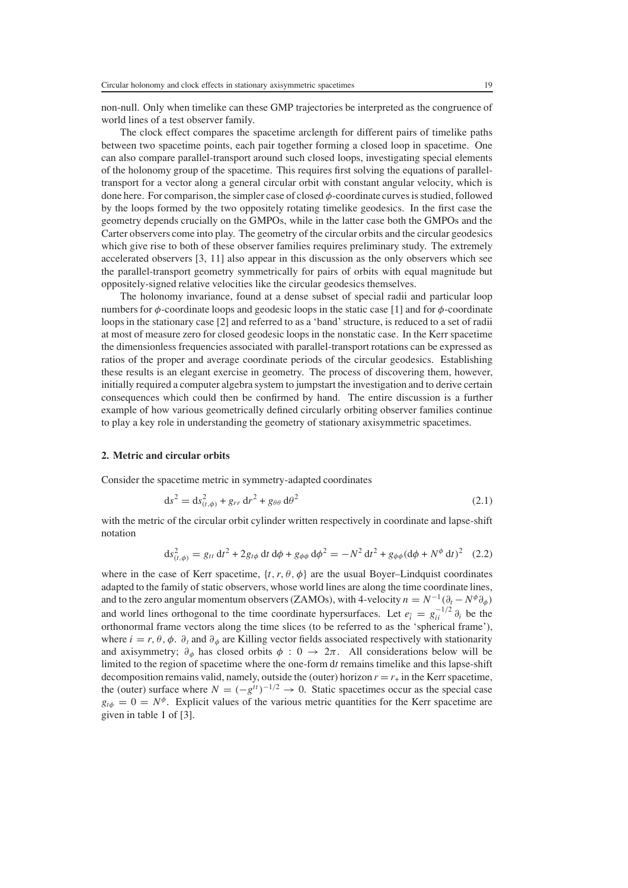non-null. Only when timelike can these GMP trajectories be interpreted as the congruence of world lines of a test observer family.

The clock effect compares the spacetime arclength for different pairs of timelike paths between two spacetime points, each pair together forming a closed loop in spacetime. One can also compare parallel-transport around such closed loops, investigating special elements of the holonomy group of the spacetime. This requires first solving the equations of parallel-transport for a vector along a general circular orbit with constant angular velocity, which is done here. For comparison, the simpler case of closed $\phi$-coordinate curves is studied, followed by the loops formed by the two oppositely rotating timelike geodesics. In the first case the geometry depends crucially on the GMPOs, while in the latter case both the GMPOs and the Carter observers come into play. The geometry of the circular orbits and the circular geodesics which give rise to both of these observer families requires preliminary study. The extremely accelerated observers [3, 11] also appear in this discussion as the only observers which see the parallel-transport geometry symmetrically for pairs of orbits with equal magnitude but oppositely-signed relative velocities like the circular geodesics themselves.

The holonomy invariance, found at a dense subset of special radii and particular loop numbers for $\phi$-coordinate loops and geodesic loops in the static case [1] and for $\phi$-coordinate loops in the stationary case [2] and referred to as a 'band' structure, is reduced to a set of radii at most of measure zero for closed geodesic loops in the nonstatic case. In the Kerr spacetime the dimensionless frequencies associated with parallel-transport rotations can be expressed as ratios of the proper and average coordinate periods of the circular geodesics. Establishing these results is an elegant exercise in geometry. The process of discovering them, however, initially required a computer algebra system to jumpstart the investigation and to derive certain consequences which could then be confirmed by hand. The entire discussion is a further example of how various geometrically defined circularly orbiting observer families continue to play a key role in understanding the geometry of stationary axisymmetric spacetimes.

## 2. Metric and circular orbits

Consider the spacetime metric in symmetry-adapted coordinates

$$ds^2 = ds^2_{(t,\phi)} + g_{rr}\, dr^2 + g_{\theta\theta}\, d\theta^2 \tag{2.1}$$

with the metric of the circular orbit cylinder written respectively in coordinate and lapse-shift notation

$$ds^2_{(t,\phi)} = g_{tt}\, dt^2 + 2g_{t\phi}\, dt\, d\phi + g_{\phi\phi}\, d\phi^2 = -N^2\, dt^2 + g_{\phi\phi}(d\phi + N^\phi\, dt)^2 \tag{2.2}$$

where in the case of Kerr spacetime, $\{t, r, \theta, \phi\}$ are the usual Boyer–Lindquist coordinates adapted to the family of static observers, whose world lines are along the time coordinate lines, and to the zero angular momentum observers (ZAMOs), with 4-velocity $n = N^{-1}(\partial_t - N^\phi \partial_\phi)$ and world lines orthogonal to the time coordinate hypersurfaces. Let $e_{\hat{i}} = g_{ii}^{-1/2}\,\partial_i$ be the orthonormal frame vectors along the time slices (to be referred to as the 'spherical frame'), where $i = r, \theta, \phi$. $\partial_t$ and $\partial_\phi$ are Killing vector fields associated respectively with stationarity and axisymmetry; $\partial_\phi$ has closed orbits $\phi : 0 \to 2\pi$. All considerations below will be limited to the region of spacetime where the one-form $dt$ remains timelike and this lapse-shift decomposition remains valid, namely, outside the (outer) horizon $r = r_+$ in the Kerr spacetime, the (outer) surface where $N = (-g^{tt})^{-1/2} \to 0$. Static spacetimes occur as the special case $g_{t\phi} = 0 = N^\phi$. Explicit values of the various metric quantities for the Kerr spacetime are given in table 1 of [3].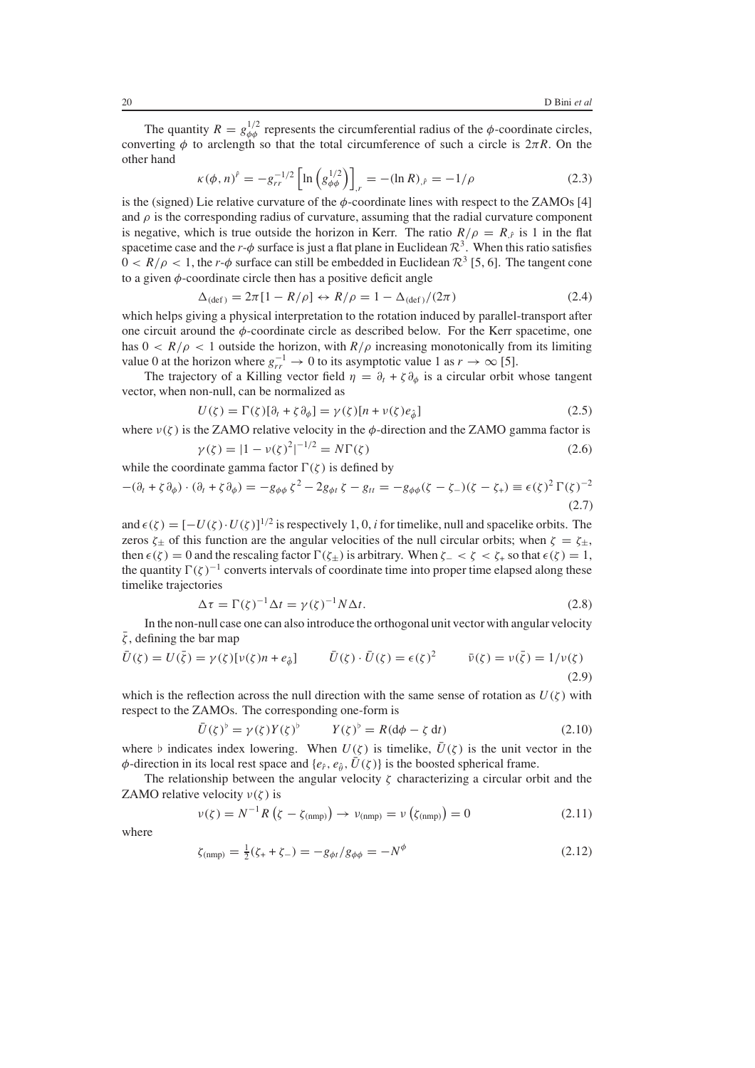The quantity $R = g_{\phi\phi}^{1/2}$ represents the circumferential radius of the $\phi$-coordinate circles, converting $\phi$ to arclength so that the total circumference of such a circle is $2\pi R$. On the other hand

$$\kappa(\phi, n)^{\hat{r}} = -g_{rr}^{-1/2} \left[ \ln \left( g_{\phi\phi}^{1/2} \right) \right]_{,r} = -(\ln R)_{,\hat{r}} = -1/\rho \tag{2.3}$$

is the (signed) Lie relative curvature of the $\phi$-coordinate lines with respect to the ZAMOs [4] and $\rho$ is the corresponding radius of curvature, assuming that the radial curvature component is negative, which is true outside the horizon in Kerr. The ratio $R/\rho = R_{,\hat{r}}$ is 1 in the flat spacetime case and the $r$-$\phi$ surface is just a flat plane in Euclidean $\mathcal{R}^3$. When this ratio satisfies $0 < R/\rho < 1$, the $r$-$\phi$ surface can still be embedded in Euclidean $\mathcal{R}^3$ [5, 6]. The tangent cone to a given $\phi$-coordinate circle then has a positive deficit angle

$$\Delta_{(\text{def})} = 2\pi[1 - R/\rho] \leftrightarrow R/\rho = 1 - \Delta_{(\text{def})}/(2\pi) \tag{2.4}$$

which helps giving a physical interpretation to the rotation induced by parallel-transport after one circuit around the $\phi$-coordinate circle as described below. For the Kerr spacetime, one has $0 < R/\rho < 1$ outside the horizon, with $R/\rho$ increasing monotonically from its limiting value 0 at the horizon where $g_{rr}^{-1} \to 0$ to its asymptotic value 1 as $r \to \infty$ [5].

The trajectory of a Killing vector field $\eta = \partial_t + \zeta \partial_\phi$ is a circular orbit whose tangent vector, when non-null, can be normalized as

$$U(\zeta) = \Gamma(\zeta)[\partial_t + \zeta \partial_\phi] = \gamma(\zeta)[n + \nu(\zeta) e_{\hat{\phi}}] \tag{2.5}$$

where $\nu(\zeta)$ is the ZAMO relative velocity in the $\phi$-direction and the ZAMO gamma factor is

$$\gamma(\zeta) = |1 - \nu(\zeta)^2|^{-1/2} = N\Gamma(\zeta) \tag{2.6}$$

while the coordinate gamma factor $\Gamma(\zeta)$ is defined by

$$-(\partial_t + \zeta \partial_\phi) \cdot (\partial_t + \zeta \partial_\phi) = -g_{\phi\phi}\,\zeta^2 - 2g_{\phi t}\,\zeta - g_{tt} = -g_{\phi\phi}(\zeta - \zeta_-)(\zeta - \zeta_+) \equiv \epsilon(\zeta)^2\,\Gamma(\zeta)^{-2} \tag{2.7}$$

and $\epsilon(\zeta) = [-U(\zeta) \cdot U(\zeta)]^{1/2}$ is respectively $1, 0, i$ for timelike, null and spacelike orbits. The zeros $\zeta_\pm$ of this function are the angular velocities of the null circular orbits; when $\zeta = \zeta_\pm$, then $\epsilon(\zeta) = 0$ and the rescaling factor $\Gamma(\zeta_\pm)$ is arbitrary. When $\zeta_- < \zeta < \zeta_+$ so that $\epsilon(\zeta) = 1$, the quantity $\Gamma(\zeta)^{-1}$ converts intervals of coordinate time into proper time elapsed along these timelike trajectories

$$\Delta\tau = \Gamma(\zeta)^{-1} \Delta t = \gamma(\zeta)^{-1} N \Delta t. \tag{2.8}$$

In the non-null case one can also introduce the orthogonal unit vector with angular velocity $\bar{\zeta}$, defining the bar map

$$\bar{U}(\zeta) = U(\bar{\zeta}) = \gamma(\zeta)[\nu(\zeta) n + e_{\hat{\phi}}] \qquad \bar{U}(\zeta) \cdot \bar{U}(\zeta) = \epsilon(\zeta)^2 \qquad \bar{\nu}(\zeta) = \nu(\bar{\zeta}) = 1/\nu(\zeta) \tag{2.9}$$

which is the reflection across the null direction with the same sense of rotation as $U(\zeta)$ with respect to the ZAMOs. The corresponding one-form is

$$\bar{U}(\zeta)^\flat = \gamma(\zeta) Y(\zeta)^\flat \qquad Y(\zeta)^\flat = R(\mathrm{d}\phi - \zeta\,\mathrm{d}t) \tag{2.10}$$

where $\flat$ indicates index lowering. When $U(\zeta)$ is timelike, $\bar{U}(\zeta)$ is the unit vector in the $\phi$-direction in its local rest space and $\{e_{\hat{r}}, e_{\hat{\theta}}, \bar{U}(\zeta)\}$ is the boosted spherical frame.

The relationship between the angular velocity $\zeta$ characterizing a circular orbit and the ZAMO relative velocity $\nu(\zeta)$ is

$$\nu(\zeta) = N^{-1} R \left( \zeta - \zeta_{(\text{nmp})} \right) \to \nu_{(\text{nmp})} = \nu \left( \zeta_{(\text{nmp})} \right) = 0 \tag{2.11}$$

where

$$\zeta_{(\text{nmp})} = \tfrac{1}{2}(\zeta_+ + \zeta_-) = -g_{\phi t}/g_{\phi\phi} = -N^\phi \tag{2.12}$$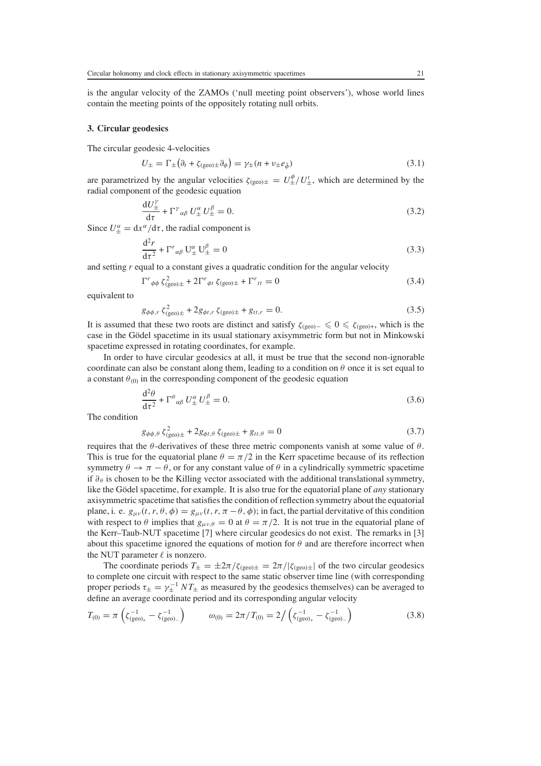is the angular velocity of the ZAMOs ('null meeting point observers'), whose world lines contain the meeting points of the oppositely rotating null orbits.

### 3. Circular geodesics

The circular geodesic 4-velocities

$$U_\pm = \Gamma_\pm\big(\partial_t + \zeta_{(\text{geo})\pm}\partial_\phi\big) = \gamma_\pm(n + \nu_\pm e_{\hat\phi}) \tag{3.1}$$

are parametrized by the angular velocities $\zeta_{(\text{geo})\pm} = U^\phi_\pm / U^t_\pm$, which are determined by the radial component of the geodesic equation

$$\frac{\mathrm{d}U^\gamma_\pm}{\mathrm{d}\tau} + \Gamma^\gamma{}_{\alpha\beta}\, U^\alpha_\pm\, U^\beta_\pm = 0. \tag{3.2}$$

Since $U^\alpha_\pm = \mathrm{d}x^\alpha/\mathrm{d}\tau$, the radial component is

$$\frac{\mathrm{d}^2 r}{\mathrm{d}\tau^2} + \Gamma^r{}_{\alpha\beta}\, \mathrm{U}^\alpha_\pm\, \mathrm{U}^\beta_\pm = 0 \tag{3.3}$$

and setting $r$ equal to a constant gives a quadratic condition for the angular velocity

$$\Gamma^r{}_{\phi\phi}\, \zeta^2_{(\text{geo})\pm} + 2\Gamma^r{}_{\phi t}\, \zeta_{(\text{geo})\pm} + \Gamma^r{}_{tt} = 0 \tag{3.4}$$

equivalent to

$$g_{\phi\phi,r}\, \zeta^2_{(\text{geo})\pm} + 2 g_{\phi t,r}\, \zeta_{(\text{geo})\pm} + g_{tt,r} = 0. \tag{3.5}$$

It is assumed that these two roots are distinct and satisfy $\zeta_{(\text{geo})-} \leqslant 0 \leqslant \zeta_{(\text{geo})+}$, which is the case in the Gödel spacetime in its usual stationary axisymmetric form but not in Minkowski spacetime expressed in rotating coordinates, for example.

In order to have circular geodesics at all, it must be true that the second non-ignorable coordinate can also be constant along them, leading to a condition on $\theta$ once it is set equal to a constant $\theta_{(0)}$ in the corresponding component of the geodesic equation

$$\frac{\mathrm{d}^2\theta}{\mathrm{d}\tau^2} + \Gamma^\theta{}_{\alpha\beta}\, U^\alpha_\pm\, U^\beta_\pm = 0. \tag{3.6}$$

The condition

$$g_{\phi\phi,\theta}\, \zeta^2_{(\text{geo})\pm} + 2 g_{\phi t,\theta}\, \zeta_{(\text{geo})\pm} + g_{tt,\theta} = 0 \tag{3.7}$$

requires that the $\theta$-derivatives of these three metric components vanish at some value of $\theta$. This is true for the equatorial plane $\theta = \pi/2$ in the Kerr spacetime because of its reflection symmetry $\theta \to \pi - \theta$, or for any constant value of $\theta$ in a cylindrically symmetric spacetime if $\partial_\theta$ is chosen to be the Killing vector associated with the additional translational symmetry, like the Gödel spacetime, for example. It is also true for the equatorial plane of *any* stationary axisymmetric spacetime that satisfies the condition of reflection symmetry about the equatorial plane, i. e. $g_{\mu\nu}(t, r, \theta, \phi) = g_{\mu\nu}(t, r, \pi - \theta, \phi)$; in fact, the partial dervitative of this condition with respect to $\theta$ implies that $g_{\mu\nu,\theta} = 0$ at $\theta = \pi/2$. It is not true in the equatorial plane of the Kerr–Taub-NUT spacetime [7] where circular geodesics do not exist. The remarks in [3] about this spacetime ignored the equations of motion for $\theta$ and are therefore incorrect when the NUT parameter $\ell$ is nonzero.

The coordinate periods $T_\pm = \pm 2\pi/\zeta_{(\text{geo})\pm} = 2\pi/|\zeta_{(\text{geo})\pm}|$ of the two circular geodesics to complete one circuit with respect to the same static observer time line (with corresponding proper periods $\tau_\pm = \gamma_\pm^{-1} N T_\pm$ as measured by the geodesics themselves) can be averaged to define an average coordinate period and its corresponding angular velocity

$$T_{(0)} = \pi\left(\zeta^{-1}_{(\text{geo})_+} - \zeta^{-1}_{(\text{geo})_-}\right) \qquad \omega_{(0)} = 2\pi/T_{(0)} = 2\Big/\left(\zeta^{-1}_{(\text{geo})_+} - \zeta^{-1}_{(\text{geo})_-}\right) \tag{3.8}$$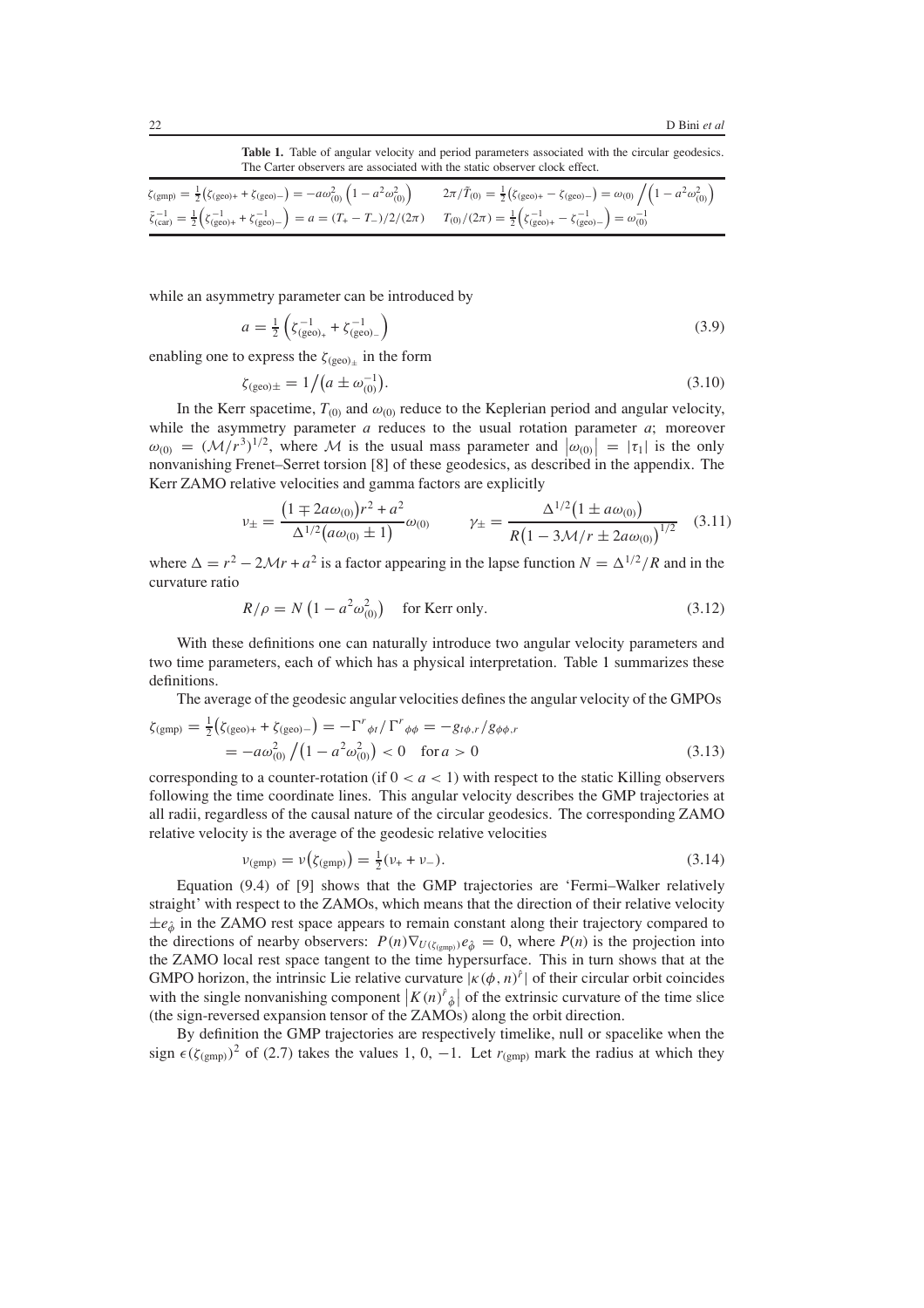**Table 1.** Table of angular velocity and period parameters associated with the circular geodesics. The Carter observers are associated with the static observer clock effect.

| | |
|---|---|
| $\zeta_{(\rm gmp)} = \frac{1}{2}\left(\zeta_{(\rm geo)+} + \zeta_{(\rm geo)-}\right) = -a\omega_{(0)}^2 \left(1 - a^2\omega_{(0)}^2\right)$ | $2\pi/\tilde{T}_{(0)} = \frac{1}{2}\left(\zeta_{(\rm geo)+} - \zeta_{(\rm geo)-}\right) = \omega_{(0)} \Big/ \left(1 - a^2\omega_{(0)}^2\right)$ |
| $\bar{\zeta}_{(\rm car)}^{-1} = \frac{1}{2}\left(\zeta_{(\rm geo)+}^{-1} + \zeta_{(\rm geo)-}^{-1}\right) = a = (T_+ - T_-)/2/(2\pi)$ | $T_{(0)}/(2\pi) = \frac{1}{2}\left(\zeta_{(\rm geo)+}^{-1} - \zeta_{(\rm geo)-}^{-1}\right) = \omega_{(0)}^{-1}$ |

while an asymmetry parameter can be introduced by

$$a = \tfrac{1}{2}\left(\zeta_{(\rm geo)_+}^{-1} + \zeta_{(\rm geo)_-}^{-1}\right) \tag{3.9}$$

enabling one to express the $\zeta_{(\rm geo)_\pm}$ in the form

$$\zeta_{(\rm geo)\pm} = 1\big/\left(a \pm \omega_{(0)}^{-1}\right). \tag{3.10}$$

In the Kerr spacetime, $T_{(0)}$ and $\omega_{(0)}$ reduce to the Keplerian period and angular velocity, while the asymmetry parameter $a$ reduces to the usual rotation parameter $a$; moreover $\omega_{(0)} = (\mathcal{M}/r^3)^{1/2}$, where $\mathcal{M}$ is the usual mass parameter and $\left|\omega_{(0)}\right| = |\tau_1|$ is the only nonvanishing Frenet–Serret torsion [8] of these geodesics, as described in the appendix. The Kerr ZAMO relative velocities and gamma factors are explicitly

$$\nu_\pm = \frac{\left(1 \mp 2a\omega_{(0)}\right)r^2 + a^2}{\Delta^{1/2}\left(a\omega_{(0)} \pm 1\right)}\omega_{(0)} \qquad \gamma_\pm = \frac{\Delta^{1/2}\left(1 \pm a\omega_{(0)}\right)}{R\left(1 - 3\mathcal{M}/r \pm 2a\omega_{(0)}\right)^{1/2}} \tag{3.11}$$

where $\Delta = r^2 - 2\mathcal{M}r + a^2$ is a factor appearing in the lapse function $N = \Delta^{1/2}/R$ and in the curvature ratio

$$R/\rho = N\left(1 - a^2\omega_{(0)}^2\right) \quad \text{for Kerr only.} \tag{3.12}$$

With these definitions one can naturally introduce two angular velocity parameters and two time parameters, each of which has a physical interpretation. Table 1 summarizes these definitions.

The average of the geodesic angular velocities defines the angular velocity of the GMPOs

$$\begin{aligned}\zeta_{(\rm gmp)} &= \tfrac{1}{2}\left(\zeta_{(\rm geo)+} + \zeta_{(\rm geo)-}\right) = -\Gamma^r{}_{\phi t}/\Gamma^r{}_{\phi\phi} = -g_{t\phi,r}/g_{\phi\phi,r} \\ &= -a\omega_{(0)}^2\big/\left(1 - a^2\omega_{(0)}^2\right) < 0 \quad \text{for}\, a > 0\end{aligned} \tag{3.13}$$

corresponding to a counter-rotation (if $0 < a < 1$) with respect to the static Killing observers following the time coordinate lines. This angular velocity describes the GMP trajectories at all radii, regardless of the causal nature of the circular geodesics. The corresponding ZAMO relative velocity is the average of the geodesic relative velocities

$$\nu_{(\rm gmp)} = \nu\left(\zeta_{(\rm gmp)}\right) = \tfrac{1}{2}(\nu_+ + \nu_-). \tag{3.14}$$

Equation (9.4) of [9] shows that the GMP trajectories are 'Fermi–Walker relatively straight' with respect to the ZAMOs, which means that the direction of their relative velocity $\pm e_{\hat\phi}$ in the ZAMO rest space appears to remain constant along their trajectory compared to the directions of nearby observers: $P(n)\nabla_{U(\zeta_{(\rm gmp)})} e_{\hat\phi} = 0$, where $P(n)$ is the projection into the ZAMO local rest space tangent to the time hypersurface. This in turn shows that at the GMPO horizon, the intrinsic Lie relative curvature $|\kappa(\phi, n)^{\hat r}|$ of their circular orbit coincides with the single nonvanishing component $\left|K(n)^{\hat r}{}_{\hat\phi}\right|$ of the extrinsic curvature of the time slice (the sign-reversed expansion tensor of the ZAMOs) along the orbit direction.

By definition the GMP trajectories are respectively timelike, null or spacelike when the sign $\epsilon(\zeta_{(\rm gmp)})^2$ of (2.7) takes the values 1, 0, −1. Let $r_{(\rm gmp)}$ mark the radius at which they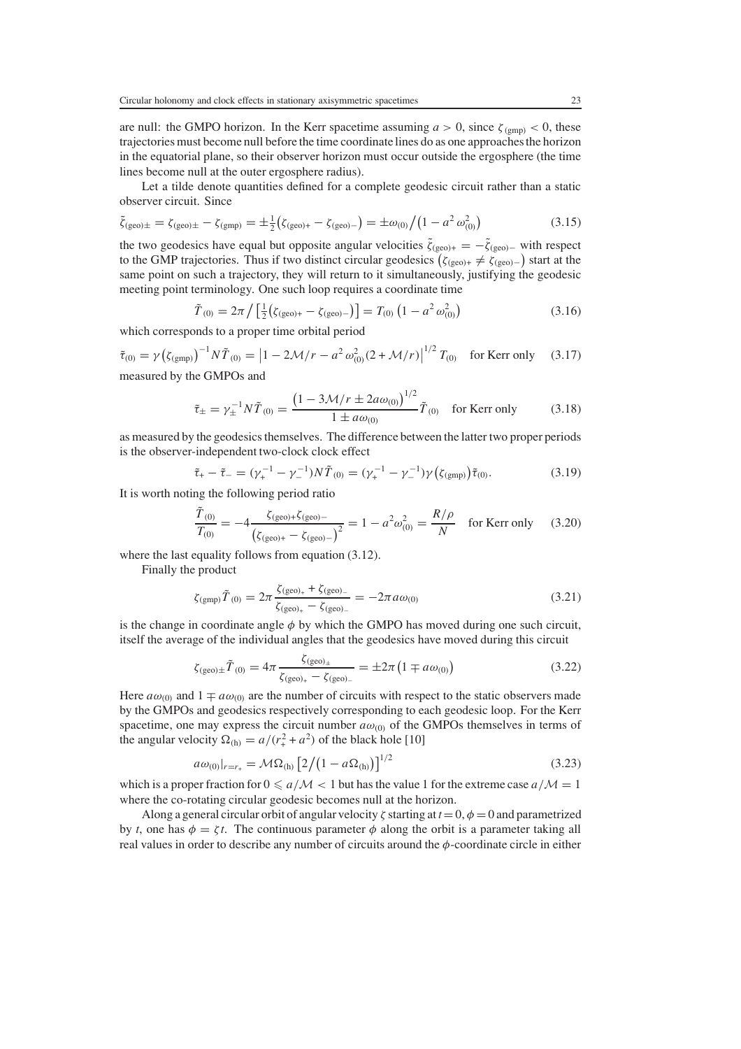are null: the GMPO horizon. In the Kerr spacetime assuming $a > 0$, since $\zeta_{(\text{gmp})} < 0$, these trajectories must become null before the time coordinate lines do as one approaches the horizon in the equatorial plane, so their observer horizon must occur outside the ergosphere (the time lines become null at the outer ergosphere radius).

Let a tilde denote quantities defined for a complete geodesic circuit rather than a static observer circuit. Since

$$\tilde{\zeta}_{(\text{geo})\pm} = \zeta_{(\text{geo})\pm} - \zeta_{(\text{gmp})} = \pm\tfrac{1}{2}\big(\zeta_{(\text{geo})+} - \zeta_{(\text{geo})-}\big) = \pm\omega_{(0)}\big/\big(1 - a^2\,\omega_{(0)}^2\big) \tag{3.15}$$

the two geodesics have equal but opposite angular velocities $\tilde{\zeta}_{(\text{geo})+} = -\tilde{\zeta}_{(\text{geo})-}$ with respect to the GMP trajectories. Thus if two distinct circular geodesics $\big(\zeta_{(\text{geo})+} \neq \zeta_{(\text{geo})-}\big)$ start at the same point on such a trajectory, they will return to it simultaneously, justifying the geodesic meeting point terminology. One such loop requires a coordinate time

$$\tilde{T}_{(0)} = 2\pi\Big/\Big[\tfrac{1}{2}\big(\zeta_{(\text{geo})+} - \zeta_{(\text{geo})-}\big)\Big] = T_{(0)}\,\big(1 - a^2\,\omega_{(0)}^2\big) \tag{3.16}$$

which corresponds to a proper time orbital period

$$\tilde{\tau}_{(0)} = \gamma\big(\zeta_{(\text{gmp})}\big)^{-1} N\tilde{T}_{(0)} = \big|1 - 2\mathcal{M}/r - a^2\,\omega_{(0)}^2(2 + \mathcal{M}/r)\big|^{1/2}\, T_{(0)} \quad \text{for Kerr only} \tag{3.17}$$

measured by the GMPOs and

$$\tilde{\tau}_{\pm} = \gamma_{\pm}^{-1} N\tilde{T}_{(0)} = \frac{\big(1 - 3\mathcal{M}/r \pm 2a\omega_{(0)}\big)^{1/2}}{1 \pm a\omega_{(0)}}\tilde{T}_{(0)} \quad \text{for Kerr only} \tag{3.18}$$

as measured by the geodesics themselves. The difference between the latter two proper periods is the observer-independent two-clock clock effect

$$\tilde{\tau}_{+} - \tilde{\tau}_{-} = (\gamma_{+}^{-1} - \gamma_{-}^{-1})N\tilde{T}_{(0)} = (\gamma_{+}^{-1} - \gamma_{-}^{-1})\gamma\big(\zeta_{(\text{gmp})}\big)\tilde{\tau}_{(0)}. \tag{3.19}$$

It is worth noting the following period ratio

$$\frac{\tilde{T}_{(0)}}{T_{(0)}} = -4\frac{\zeta_{(\text{geo})+}\zeta_{(\text{geo})-}}{\big(\zeta_{(\text{geo})+} - \zeta_{(\text{geo})-}\big)^2} = 1 - a^2\omega_{(0)}^2 = \frac{R/\rho}{N} \quad \text{for Kerr only} \tag{3.20}$$

where the last equality follows from equation (3.12).

Finally the product

$$\zeta_{(\text{gmp})}\tilde{T}_{(0)} = 2\pi\frac{\zeta_{(\text{geo})_+} + \zeta_{(\text{geo})_-}}{\zeta_{(\text{geo})_+} - \zeta_{(\text{geo})_-}} = -2\pi a\omega_{(0)} \tag{3.21}$$

is the change in coordinate angle $\phi$ by which the GMPO has moved during one such circuit, itself the average of the individual angles that the geodesics have moved during this circuit

$$\zeta_{(\text{geo})\pm}\tilde{T}_{(0)} = 4\pi\frac{\zeta_{(\text{geo})_\pm}}{\zeta_{(\text{geo})_+} - \zeta_{(\text{geo})_-}} = \pm 2\pi\big(1 \mp a\omega_{(0)}\big) \tag{3.22}$$

Here $a\omega_{(0)}$ and $1 \mp a\omega_{(0)}$ are the number of circuits with respect to the static observers made by the GMPOs and geodesics respectively corresponding to each geodesic loop. For the Kerr spacetime, one may express the circuit number $a\omega_{(0)}$ of the GMPOs themselves in terms of the angular velocity $\Omega_{(\text{h})} = a/(r_+^2 + a^2)$ of the black hole [10]

$$a\omega_{(0)}|_{r=r_+} = \mathcal{M}\Omega_{(\text{h})}\big[2\big/\big(1 - a\Omega_{(\text{h})}\big)\big]^{1/2} \tag{3.23}$$

which is a proper fraction for $0 \leqslant a/\mathcal{M} < 1$ but has the value 1 for the extreme case $a/\mathcal{M} = 1$ where the co-rotating circular geodesic becomes null at the horizon.

Along a general circular orbit of angular velocity $\zeta$ starting at $t = 0, \phi = 0$ and parametrized by $t$, one has $\phi = \zeta t$. The continuous parameter $\phi$ along the orbit is a parameter taking all real values in order to describe any number of circuits around the $\phi$-coordinate circle in either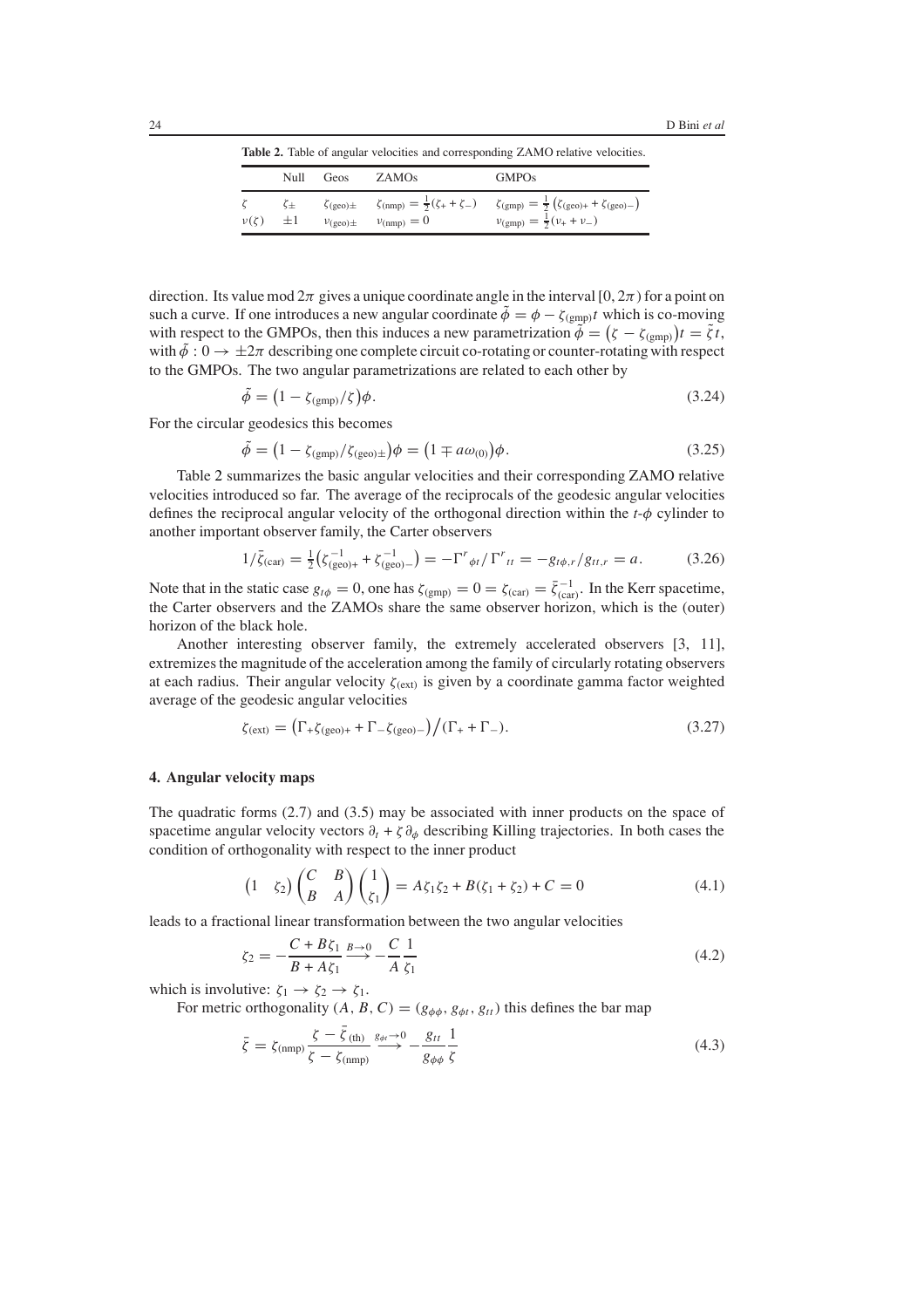**Table 2.** Table of angular velocities and corresponding ZAMO relative velocities.

| | Null | Geos | ZAMOs | GMPOs |
|---|---|---|---|---|
| $\zeta$ | $\zeta_\pm$ | $\zeta_{(\text{geo})\pm}$ | $\zeta_{(\text{nmp})} = \frac{1}{2}(\zeta_+ + \zeta_-)$ | $\zeta_{(\text{gmp})} = \frac{1}{2}\left(\zeta_{(\text{geo})+} + \zeta_{(\text{geo})-}\right)$ |
| $\nu(\zeta)$ | $\pm 1$ | $\nu_{(\text{geo})\pm}$ | $\nu_{(\text{nmp})} = 0$ | $\nu_{(\text{gmp})} = \frac{1}{2}(\nu_+ + \nu_-)$ |

direction. Its value mod $2\pi$ gives a unique coordinate angle in the interval $[0, 2\pi)$ for a point on such a curve. If one introduces a new angular coordinate $\tilde{\phi} = \phi - \zeta_{(\text{gmp})} t$ which is co-moving with respect to the GMPOs, then this induces a new parametrization $\tilde{\phi} = \left(\zeta - \zeta_{(\text{gmp})}\right) t = \tilde{\zeta} t$, with $\tilde{\phi} : 0 \to \pm 2\pi$ describing one complete circuit co-rotating or counter-rotating with respect to the GMPOs. The two angular parametrizations are related to each other by

$$\tilde{\phi} = \left(1 - \zeta_{(\text{gmp})}/\zeta\right)\phi. \tag{3.24}$$

For the circular geodesics this becomes

$$\tilde{\phi} = \left(1 - \zeta_{(\text{gmp})}/\zeta_{(\text{geo})\pm}\right)\phi = \left(1 \mp a\omega_{(0)}\right)\phi. \tag{3.25}$$

Table 2 summarizes the basic angular velocities and their corresponding ZAMO relative velocities introduced so far. The average of the reciprocals of the geodesic angular velocities defines the reciprocal angular velocity of the orthogonal direction within the $t$-$\phi$ cylinder to another important observer family, the Carter observers

$$1/\bar{\zeta}_{(\text{car})} = \tfrac{1}{2}\left(\zeta_{(\text{geo})+}^{-1} + \zeta_{(\text{geo})-}^{-1}\right) = -\Gamma^r{}_{\phi t}/\Gamma^r{}_{tt} = -g_{t\phi,r}/g_{tt,r} = a. \tag{3.26}$$

Note that in the static case $g_{t\phi} = 0$, one has $\zeta_{(\text{gmp})} = 0 = \zeta_{(\text{car})} = \bar{\zeta}_{(\text{car})}^{-1}$. In the Kerr spacetime, the Carter observers and the ZAMOs share the same observer horizon, which is the (outer) horizon of the black hole.

Another interesting observer family, the extremely accelerated observers [3, 11], extremizes the magnitude of the acceleration among the family of circularly rotating observers at each radius. Their angular velocity $\zeta_{(\text{ext})}$ is given by a coordinate gamma factor weighted average of the geodesic angular velocities

$$\zeta_{(\text{ext})} = \left(\Gamma_+ \zeta_{(\text{geo})+} + \Gamma_- \zeta_{(\text{geo})-}\right) \big/ (\Gamma_+ + \Gamma_-). \tag{3.27}$$

## 4. Angular velocity maps

The quadratic forms (2.7) and (3.5) may be associated with inner products on the space of spacetime angular velocity vectors $\partial_t + \zeta\,\partial_\phi$ describing Killing trajectories. In both cases the condition of orthogonality with respect to the inner product

$$\begin{pmatrix} 1 & \zeta_2 \end{pmatrix} \begin{pmatrix} C & B \\ B & A \end{pmatrix} \begin{pmatrix} 1 \\ \zeta_1 \end{pmatrix} = A\zeta_1\zeta_2 + B(\zeta_1 + \zeta_2) + C = 0 \tag{4.1}$$

leads to a fractional linear transformation between the two angular velocities

$$\zeta_2 = -\frac{C + B\zeta_1}{B + A\zeta_1} \xrightarrow{B \to 0} -\frac{C}{A}\frac{1}{\zeta_1} \tag{4.2}$$

which is involutive: $\zeta_1 \to \zeta_2 \to \zeta_1$.

For metric orthogonality $(A, B, C) = (g_{\phi\phi}, g_{\phi t}, g_{tt})$ this defines the bar map

$$\bar{\zeta} = \zeta_{(\text{nmp})} \frac{\zeta - \bar{\zeta}_{(\text{th})}}{\zeta - \zeta_{(\text{nmp})}} \xrightarrow{g_{\phi t} \to 0} -\frac{g_{tt}}{g_{\phi\phi}} \frac{1}{\zeta} \tag{4.3}$$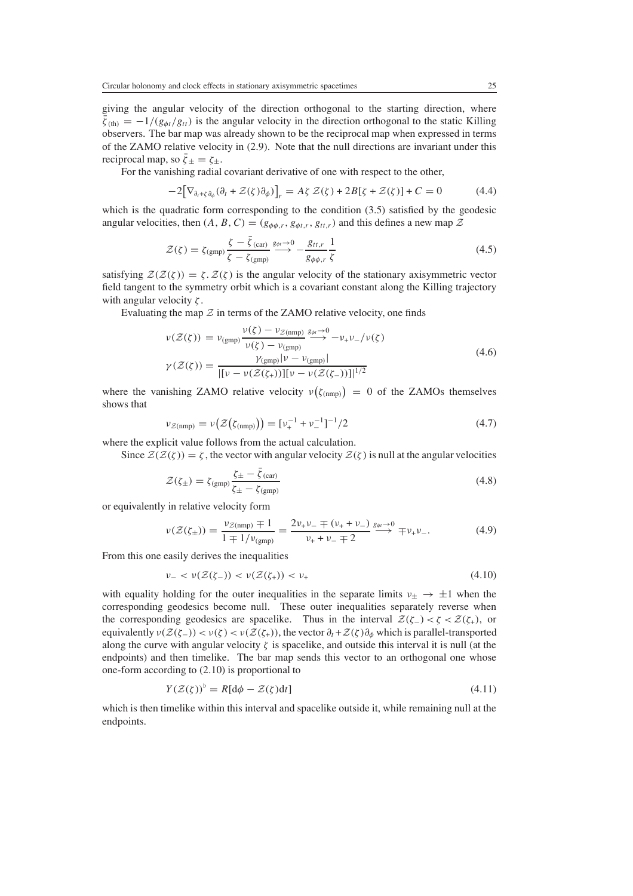giving the angular velocity of the direction orthogonal to the starting direction, where $\bar{\zeta}_{(\text{th})} = -1/(g_{\phi t}/g_{tt})$ is the angular velocity in the direction orthogonal to the static Killing observers. The bar map was already shown to be the reciprocal map when expressed in terms of the ZAMO relative velocity in (2.9). Note that the null directions are invariant under this reciprocal map, so $\bar{\zeta}_{\pm} = \zeta_{\pm}$.

For the vanishing radial covariant derivative of one with respect to the other,

$$
-2\big[\nabla_{\partial_t+\zeta\partial_\phi}(\partial_t + \mathcal{Z}(\zeta)\partial_\phi)\big]_r = A\zeta\,\mathcal{Z}(\zeta) + 2B[\zeta + \mathcal{Z}(\zeta)] + C = 0 \tag{4.4}
$$

which is the quadratic form corresponding to the condition (3.5) satisfied by the geodesic angular velocities, then $(A, B, C) = (g_{\phi\phi,r}, g_{\phi t,r}, g_{tt,r})$ and this defines a new map $\mathcal{Z}$

$$
\mathcal{Z}(\zeta) = \zeta_{(\text{gmp})}\frac{\zeta - \bar{\zeta}_{(\text{car})}}{\zeta - \zeta_{(\text{gmp})}} \xrightarrow{g_{\phi t}\to 0} -\frac{g_{tt,r}}{g_{\phi\phi,r}}\frac{1}{\zeta} \tag{4.5}
$$

satisfying $\mathcal{Z}(\mathcal{Z}(\zeta)) = \zeta$. $\mathcal{Z}(\zeta)$ is the angular velocity of the stationary axisymmetric vector field tangent to the symmetry orbit which is a covariant constant along the Killing trajectory with angular velocity $\zeta$.

Evaluating the map $\mathcal{Z}$ in terms of the ZAMO relative velocity, one finds

$$
\begin{aligned}
\nu(\mathcal{Z}(\zeta)) &= \nu_{(\text{gmp})}\frac{\nu(\zeta) - \nu_{\mathcal{Z}(\text{nmp})}}{\nu(\zeta) - \nu_{(\text{gmp})}} \xrightarrow{g_{\phi t}\to 0} -\nu_+\nu_-/\nu(\zeta) \\
\gamma(\mathcal{Z}(\zeta)) &= \frac{\gamma_{(\text{gmp})}|\nu - \nu_{(\text{gmp})}|}{|[\nu - \nu(\mathcal{Z}(\zeta_+))][\nu - \nu(\mathcal{Z}(\zeta_-))]|^{1/2}}
\end{aligned} \tag{4.6}
$$

where the vanishing ZAMO relative velocity $\nu(\zeta_{(\text{nmp})}) = 0$ of the ZAMOs themselves shows that

$$
\nu_{\mathcal{Z}(\text{nmp})} = \nu(\mathcal{Z}(\zeta_{(\text{nmp})})) = [\nu_+^{-1} + \nu_-^{-1}]^{-1}/2 \tag{4.7}
$$

where the explicit value follows from the actual calculation.

Since $\mathcal{Z}(\mathcal{Z}(\zeta)) = \zeta$, the vector with angular velocity $\mathcal{Z}(\zeta)$ is null at the angular velocities

$$
\mathcal{Z}(\zeta_{\pm}) = \zeta_{(\text{gmp})}\frac{\zeta_{\pm} - \bar{\zeta}_{(\text{car})}}{\zeta_{\pm} - \zeta_{(\text{gmp})}} \tag{4.8}
$$

or equivalently in relative velocity form

$$
\nu(\mathcal{Z}(\zeta_{\pm})) = \frac{\nu_{\mathcal{Z}(\text{nmp})} \mp 1}{1 \mp 1/\nu_{(\text{gmp})}} = \frac{2\nu_+\nu_- \mp (\nu_+ + \nu_-)}{\nu_+ + \nu_- \mp 2} \xrightarrow{g_{\phi t}\to 0} \mp\nu_+\nu_-. \tag{4.9}
$$

From this one easily derives the inequalities

$$
\nu_- < \nu(\mathcal{Z}(\zeta_-)) < \nu(\mathcal{Z}(\zeta_+)) < \nu_+ \tag{4.10}
$$

with equality holding for the outer inequalities in the separate limits $\nu_{\pm} \to \pm 1$ when the corresponding geodesics become null. These outer inequalities separately reverse when the corresponding geodesics are spacelike. Thus in the interval $\mathcal{Z}(\zeta_-) < \zeta < \mathcal{Z}(\zeta_+)$, or equivalently $\nu(\mathcal{Z}(\zeta_-)) < \nu(\zeta) < \nu(\mathcal{Z}(\zeta_+))$, the vector $\partial_t + \mathcal{Z}(\zeta)\partial_\phi$ which is parallel-transported along the curve with angular velocity $\zeta$ is spacelike, and outside this interval it is null (at the endpoints) and then timelike. The bar map sends this vector to an orthogonal one whose one-form according to (2.10) is proportional to

$$
Y(\mathcal{Z}(\zeta))^\flat = R[\mathrm{d}\phi - \mathcal{Z}(\zeta)\mathrm{d}t] \tag{4.11}
$$

which is then timelike within this interval and spacelike outside it, while remaining null at the endpoints.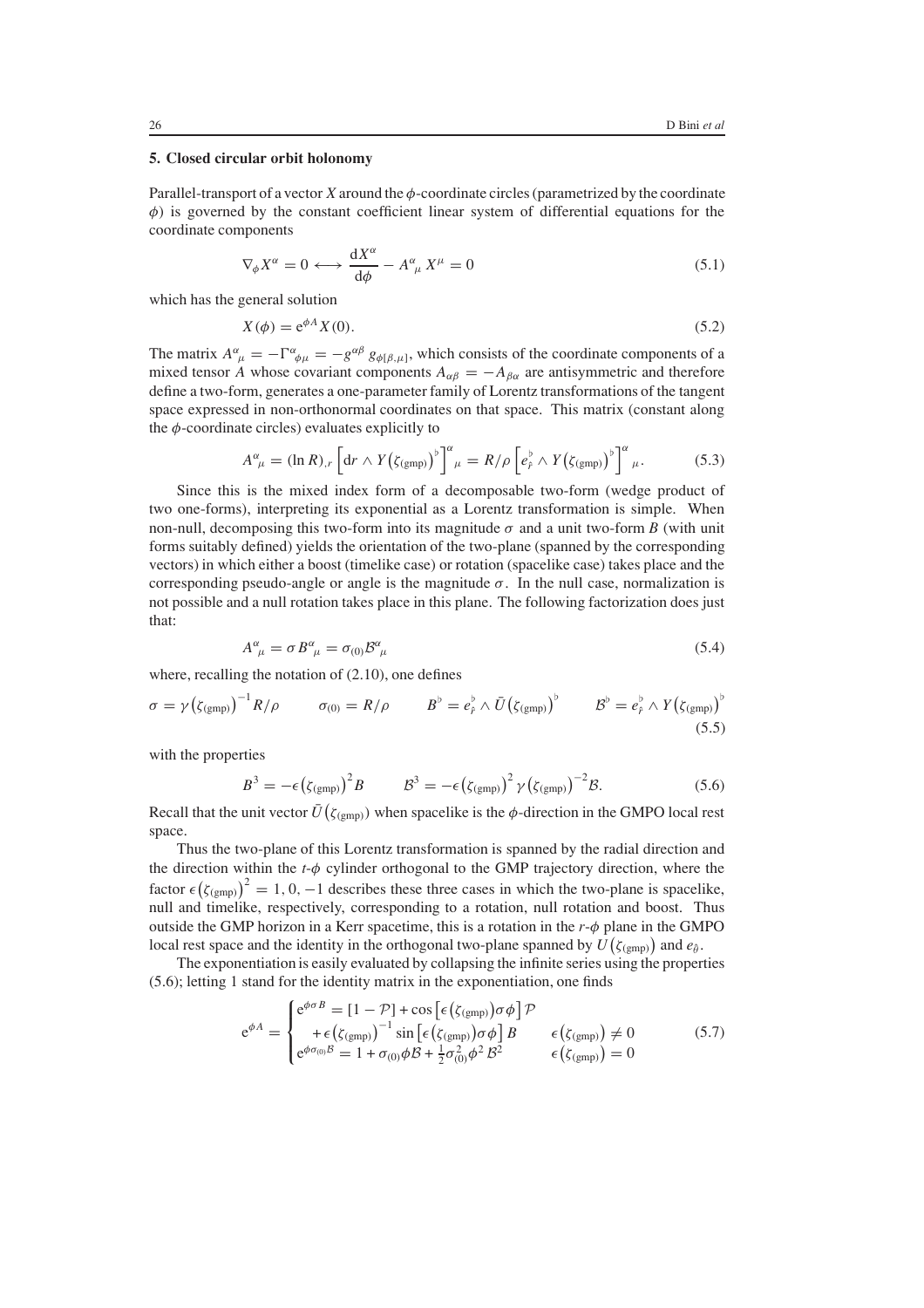### 5. Closed circular orbit holonomy

Parallel-transport of a vector $X$ around the $\phi$-coordinate circles (parametrized by the coordinate $\phi$) is governed by the constant coefficient linear system of differential equations for the coordinate components

$$\nabla_\phi X^\alpha = 0 \longleftrightarrow \frac{\mathrm{d}X^\alpha}{\mathrm{d}\phi} - A^\alpha{}_\mu X^\mu = 0 \tag{5.1}$$

which has the general solution

$$X(\phi) = \mathrm{e}^{\phi A} X(0). \tag{5.2}$$

The matrix $A^\alpha{}_\mu = -\Gamma^\alpha{}_{\phi\mu} = -g^{\alpha\beta} g_{\phi[\beta,\mu]}$, which consists of the coordinate components of a mixed tensor $A$ whose covariant components $A_{\alpha\beta} = -A_{\beta\alpha}$ are antisymmetric and therefore define a two-form, generates a one-parameter family of Lorentz transformations of the tangent space expressed in non-orthonormal coordinates on that space. This matrix (constant along the $\phi$-coordinate circles) evaluates explicitly to

$$A^\alpha{}_\mu = (\ln R)_{,r} \left[\mathrm{d}r \wedge Y\big(\zeta_{(\mathrm{gmp})}\big)^\flat\right]^\alpha{}_\mu = R/\rho \left[e_{\hat r}^\flat \wedge Y\big(\zeta_{(\mathrm{gmp})}\big)^\flat\right]^\alpha{}_\mu. \tag{5.3}$$

Since this is the mixed index form of a decomposable two-form (wedge product of two one-forms), interpreting its exponential as a Lorentz transformation is simple. When non-null, decomposing this two-form into its magnitude $\sigma$ and a unit two-form $B$ (with unit forms suitably defined) yields the orientation of the two-plane (spanned by the corresponding vectors) in which either a boost (timelike case) or rotation (spacelike case) takes place and the corresponding pseudo-angle or angle is the magnitude $\sigma$. In the null case, normalization is not possible and a null rotation takes place in this plane. The following factorization does just that:

$$A^\alpha{}_\mu = \sigma B^\alpha{}_\mu = \sigma_{(0)} \mathcal{B}^\alpha{}_\mu \tag{5.4}$$

where, recalling the notation of (2.10), one defines

$$\sigma = \gamma\big(\zeta_{(\mathrm{gmp})}\big)^{-1} R/\rho \qquad \sigma_{(0)} = R/\rho \qquad B^\flat = e_{\hat r}^\flat \wedge \bar U\big(\zeta_{(\mathrm{gmp})}\big)^\flat \qquad \mathcal{B}^\flat = e_{\hat r}^\flat \wedge Y\big(\zeta_{(\mathrm{gmp})}\big)^\flat \tag{5.5}$$

with the properties

$$B^3 = -\epsilon\big(\zeta_{(\mathrm{gmp})}\big)^2 B \qquad \mathcal{B}^3 = -\epsilon\big(\zeta_{(\mathrm{gmp})}\big)^2 \gamma\big(\zeta_{(\mathrm{gmp})}\big)^{-2} \mathcal{B}. \tag{5.6}$$

Recall that the unit vector $\bar U\big(\zeta_{(\mathrm{gmp})}\big)$ when spacelike is the $\phi$-direction in the GMPO local rest space.

Thus the two-plane of this Lorentz transformation is spanned by the radial direction and the direction within the $t$-$\phi$ cylinder orthogonal to the GMP trajectory direction, where the factor $\epsilon\big(\zeta_{(\mathrm{gmp})}\big)^2 = 1, 0, -1$ describes these three cases in which the two-plane is spacelike, null and timelike, respectively, corresponding to a rotation, null rotation and boost. Thus outside the GMP horizon in a Kerr spacetime, this is a rotation in the $r$-$\phi$ plane in the GMPO local rest space and the identity in the orthogonal two-plane spanned by $U\big(\zeta_{(\mathrm{gmp})}\big)$ and $e_{\hat\theta}$.

The exponentiation is easily evaluated by collapsing the infinite series using the properties (5.6); letting 1 stand for the identity matrix in the exponentiation, one finds

$$\mathrm{e}^{\phi A} = \begin{cases} \mathrm{e}^{\phi\sigma B} = [1 - \mathcal{P}] + \cos\left[\epsilon\big(\zeta_{(\mathrm{gmp})}\big)\sigma\phi\right]\mathcal{P} & \\ \quad + \epsilon\big(\zeta_{(\mathrm{gmp})}\big)^{-1} \sin\left[\epsilon\big(\zeta_{(\mathrm{gmp})}\big)\sigma\phi\right] B & \epsilon\big(\zeta_{(\mathrm{gmp})}\big) \neq 0 \\ \mathrm{e}^{\phi\sigma_{(0)}\mathcal{B}} = 1 + \sigma_{(0)}\phi\mathcal{B} + \frac{1}{2}\sigma_{(0)}^2\phi^2\mathcal{B}^2 & \epsilon\big(\zeta_{(\mathrm{gmp})}\big) = 0 \end{cases} \tag{5.7}$$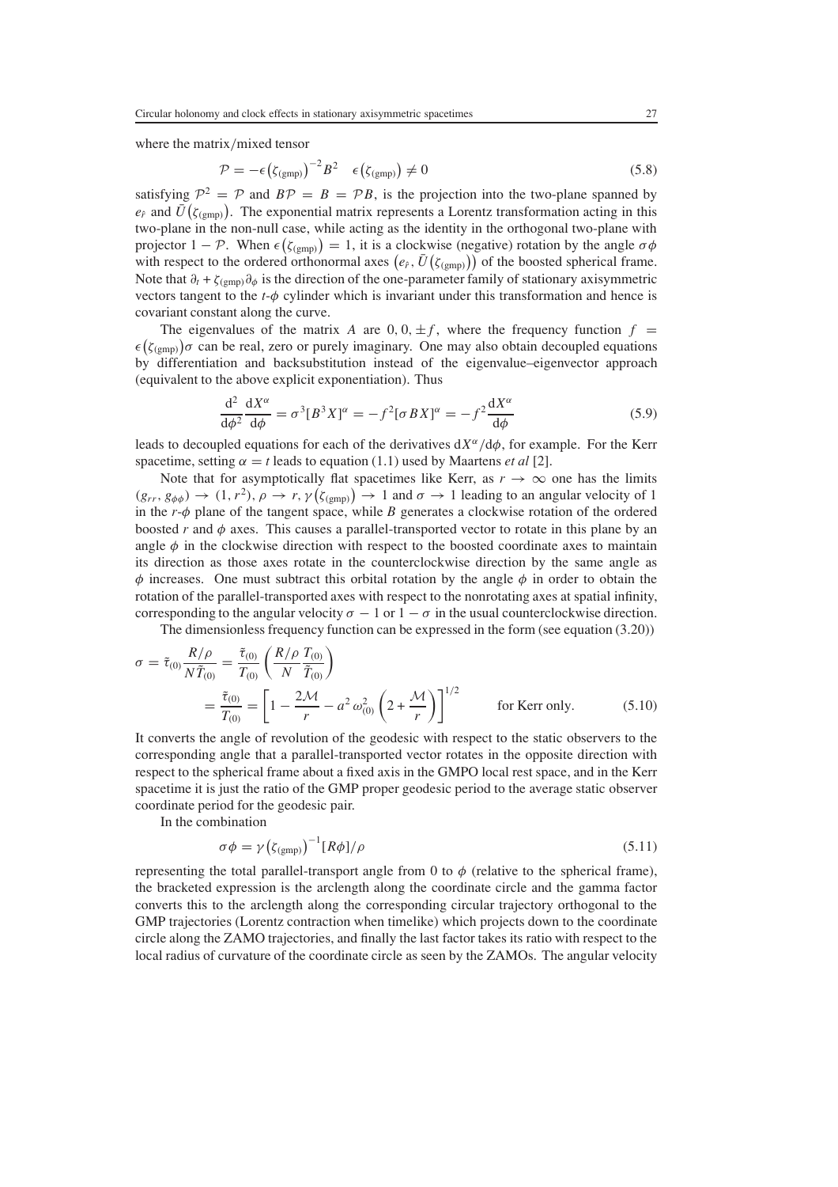where the matrix/mixed tensor

$$\mathcal{P} = -\epsilon\big(\zeta_{(\mathrm{gmp})}\big)^{-2} B^2 \quad \epsilon\big(\zeta_{(\mathrm{gmp})}\big) \neq 0 \tag{5.8}$$

satisfying $\mathcal{P}^2 = \mathcal{P}$ and $B\mathcal{P} = B = \mathcal{P}B$, is the projection into the two-plane spanned by $e_{\hat{r}}$ and $\bar{U}\big(\zeta_{(\mathrm{gmp})}\big)$. The exponential matrix represents a Lorentz transformation acting in this two-plane in the non-null case, while acting as the identity in the orthogonal two-plane with projector $1 - \mathcal{P}$. When $\epsilon\big(\zeta_{(\mathrm{gmp})}\big) = 1$, it is a clockwise (negative) rotation by the angle $\sigma\phi$ with respect to the ordered orthonormal axes $\big(e_{\hat{r}}, \bar{U}\big(\zeta_{(\mathrm{gmp})}\big)\big)$ of the boosted spherical frame. Note that $\partial_t + \zeta_{(\mathrm{gmp})}\partial_\phi$ is the direction of the one-parameter family of stationary axisymmetric vectors tangent to the $t$-$\phi$ cylinder which is invariant under this transformation and hence is covariant constant along the curve.

The eigenvalues of the matrix $A$ are $0, 0, \pm f$, where the frequency function $f = \epsilon\big(\zeta_{(\mathrm{gmp})}\big)\sigma$ can be real, zero or purely imaginary. One may also obtain decoupled equations by differentiation and backsubstitution instead of the eigenvalue–eigenvector approach (equivalent to the above explicit exponentiation). Thus

$$\frac{\mathrm{d}^2}{\mathrm{d}\phi^2}\frac{\mathrm{d}X^\alpha}{\mathrm{d}\phi} = \sigma^3[B^3X]^\alpha = -f^2[\sigma BX]^\alpha = -f^2\frac{\mathrm{d}X^\alpha}{\mathrm{d}\phi} \tag{5.9}$$

leads to decoupled equations for each of the derivatives $\mathrm{d}X^\alpha/\mathrm{d}\phi$, for example. For the Kerr spacetime, setting $\alpha = t$ leads to equation (1.1) used by Maartens *et al* [2].

Note that for asymptotically flat spacetimes like Kerr, as $r \to \infty$ one has the limits $(g_{rr}, g_{\phi\phi}) \to (1, r^2)$, $\rho \to r$, $\gamma\big(\zeta_{(\mathrm{gmp})}\big) \to 1$ and $\sigma \to 1$ leading to an angular velocity of 1 in the $r$-$\phi$ plane of the tangent space, while $B$ generates a clockwise rotation of the ordered boosted $r$ and $\phi$ axes. This causes a parallel-transported vector to rotate in this plane by an angle $\phi$ in the clockwise direction with respect to the boosted coordinate axes to maintain its direction as those axes rotate in the counterclockwise direction by the same angle as $\phi$ increases. One must subtract this orbital rotation by the angle $\phi$ in order to obtain the rotation of the parallel-transported axes with respect to the nonrotating axes at spatial infinity, corresponding to the angular velocity $\sigma - 1$ or $1 - \sigma$ in the usual counterclockwise direction.

The dimensionless frequency function can be expressed in the form (see equation (3.20))

$$\begin{aligned}\sigma &= \bar{\tau}_{(0)}\frac{R/\rho}{N\bar{T}_{(0)}} = \frac{\bar{\tau}_{(0)}}{T_{(0)}}\left(\frac{R/\rho}{N}\frac{T_{(0)}}{\bar{T}_{(0)}}\right) \\ &= \frac{\bar{\tau}_{(0)}}{T_{(0)}} = \left[1 - \frac{2\mathcal{M}}{r} - a^2\,\omega_{(0)}^2\left(2 + \frac{\mathcal{M}}{r}\right)\right]^{1/2} \qquad \text{for Kerr only.}\end{aligned} \tag{5.10}$$

It converts the angle of revolution of the geodesic with respect to the static observers to the corresponding angle that a parallel-transported vector rotates in the opposite direction with respect to the spherical frame about a fixed axis in the GMPO local rest space, and in the Kerr spacetime it is just the ratio of the GMP proper geodesic period to the average static observer coordinate period for the geodesic pair.

In the combination

$$\sigma\phi = \gamma\big(\zeta_{(\mathrm{gmp})}\big)^{-1}[R\phi]/\rho \tag{5.11}$$

representing the total parallel-transport angle from 0 to $\phi$ (relative to the spherical frame), the bracketed expression is the arclength along the coordinate circle and the gamma factor converts this to the arclength along the corresponding circular trajectory orthogonal to the GMP trajectories (Lorentz contraction when timelike) which projects down to the coordinate circle along the ZAMO trajectories, and finally the last factor takes its ratio with respect to the local radius of curvature of the coordinate circle as seen by the ZAMOs. The angular velocity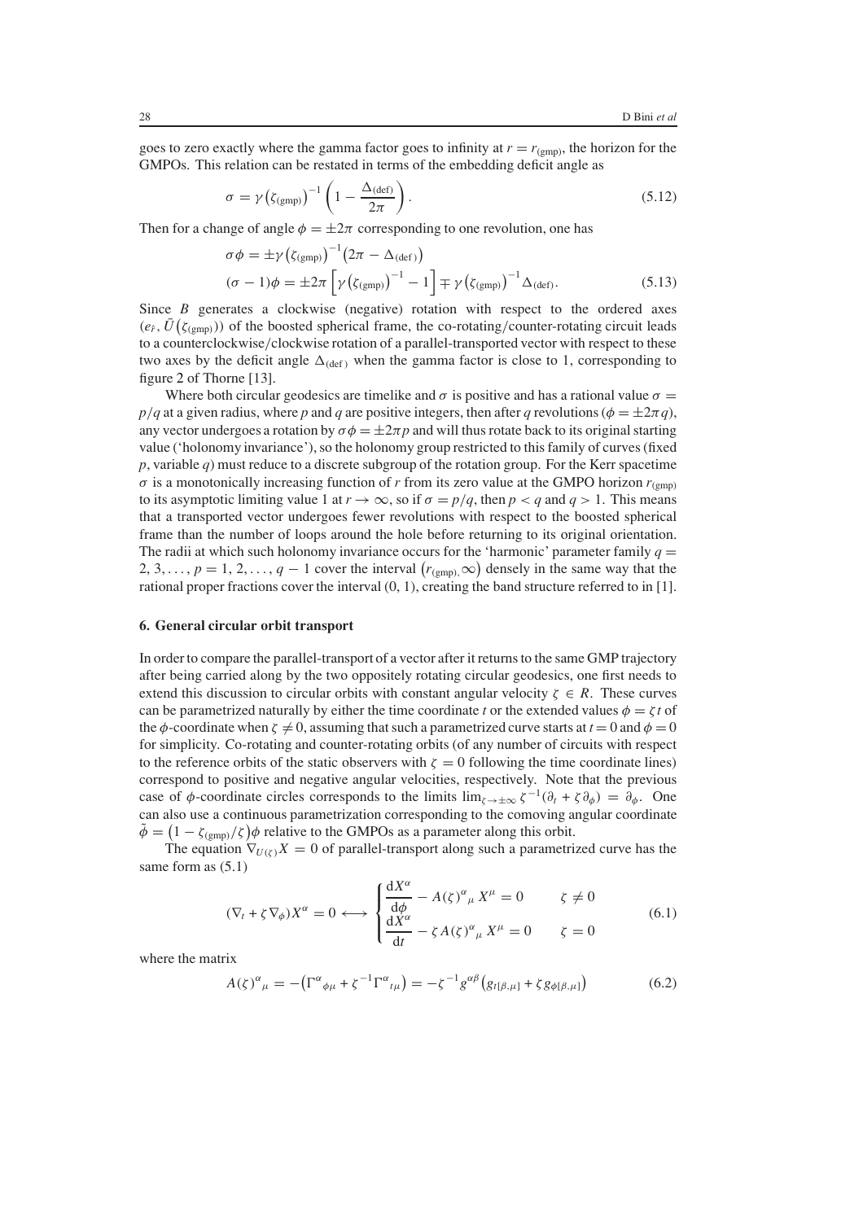goes to zero exactly where the gamma factor goes to infinity at $r = r_{(\mathrm{gmp})}$, the horizon for the GMPOs. This relation can be restated in terms of the embedding deficit angle as

$$\sigma = \gamma\big(\zeta_{(\mathrm{gmp})}\big)^{-1}\left(1 - \frac{\Delta_{(\mathrm{def})}}{2\pi}\right). \tag{5.12}$$

Then for a change of angle $\phi = \pm 2\pi$ corresponding to one revolution, one has

$$\begin{aligned}
\sigma\phi &= \pm\gamma\big(\zeta_{(\mathrm{gmp})}\big)^{-1}\big(2\pi - \Delta_{(\mathrm{def})}\big) \\
(\sigma - 1)\phi &= \pm 2\pi\left[\gamma\big(\zeta_{(\mathrm{gmp})}\big)^{-1} - 1\right] \mp \gamma\big(\zeta_{(\mathrm{gmp})}\big)^{-1}\Delta_{(\mathrm{def})}.
\end{aligned} \tag{5.13}$$

Since $B$ generates a clockwise (negative) rotation with respect to the ordered axes $(e_{\hat{r}}, \bar{U}(\zeta_{(\mathrm{gmp})}))$ of the boosted spherical frame, the co-rotating/counter-rotating circuit leads to a counterclockwise/clockwise rotation of a parallel-transported vector with respect to these two axes by the deficit angle $\Delta_{(\mathrm{def})}$ when the gamma factor is close to 1, corresponding to figure 2 of Thorne [13].

Where both circular geodesics are timelike and $\sigma$ is positive and has a rational value $\sigma = p/q$ at a given radius, where $p$ and $q$ are positive integers, then after $q$ revolutions ($\phi = \pm 2\pi q$), any vector undergoes a rotation by $\sigma\phi = \pm 2\pi p$ and will thus rotate back to its original starting value ('holonomy invariance'), so the holonomy group restricted to this family of curves (fixed $p$, variable $q$) must reduce to a discrete subgroup of the rotation group. For the Kerr spacetime $\sigma$ is a monotonically increasing function of $r$ from its zero value at the GMPO horizon $r_{(\mathrm{gmp})}$ to its asymptotic limiting value 1 at $r \to \infty$, so if $\sigma = p/q$, then $p < q$ and $q > 1$. This means that a transported vector undergoes fewer revolutions with respect to the boosted spherical frame than the number of loops around the hole before returning to its original orientation. The radii at which such holonomy invariance occurs for the 'harmonic' parameter family $q = 2, 3, \ldots, p = 1, 2, \ldots, q - 1$ cover the interval $\big(r_{(\mathrm{gmp})}, \infty\big)$ densely in the same way that the rational proper fractions cover the interval $(0, 1)$, creating the band structure referred to in [1].

## 6. General circular orbit transport

In order to compare the parallel-transport of a vector after it returns to the same GMP trajectory after being carried along by the two oppositely rotating circular geodesics, one first needs to extend this discussion to circular orbits with constant angular velocity $\zeta \in R$. These curves can be parametrized naturally by either the time coordinate $t$ or the extended values $\phi = \zeta t$ of the $\phi$-coordinate when $\zeta \neq 0$, assuming that such a parametrized curve starts at $t = 0$ and $\phi = 0$ for simplicity. Co-rotating and counter-rotating orbits (of any number of circuits with respect to the reference orbits of the static observers with $\zeta = 0$ following the time coordinate lines) correspond to positive and negative angular velocities, respectively. Note that the previous case of $\phi$-coordinate circles corresponds to the limits $\lim_{\zeta\to\pm\infty}\zeta^{-1}(\partial_t + \zeta\partial_\phi) = \partial_\phi$. One can also use a continuous parametrization corresponding to the comoving angular coordinate $\tilde{\phi} = \big(1 - \zeta_{(\mathrm{gmp})}/\zeta\big)\phi$ relative to the GMPOs as a parameter along this orbit.

The equation $\nabla_{U(\zeta)}X = 0$ of parallel-transport along such a parametrized curve has the same form as (5.1)

$$(\nabla_t + \zeta\nabla_\phi)X^\alpha = 0 \longleftrightarrow \begin{cases} \dfrac{\mathrm{d}X^\alpha}{\mathrm{d}\phi} - A(\zeta)^\alpha{}_\mu\, X^\mu = 0 & \zeta \neq 0 \\[2ex] \dfrac{\mathrm{d}X^\alpha}{\mathrm{d}t} - \zeta\, A(\zeta)^\alpha{}_\mu\, X^\mu = 0 & \zeta = 0 \end{cases} \tag{6.1}$$

where the matrix

$$A(\zeta)^\alpha{}_\mu = -\big(\Gamma^\alpha{}_{\phi\mu} + \zeta^{-1}\Gamma^\alpha{}_{t\mu}\big) = -\zeta^{-1}g^{\alpha\beta}\big(g_{t[\beta,\mu]} + \zeta\, g_{\phi[\beta,\mu]}\big) \tag{6.2}$$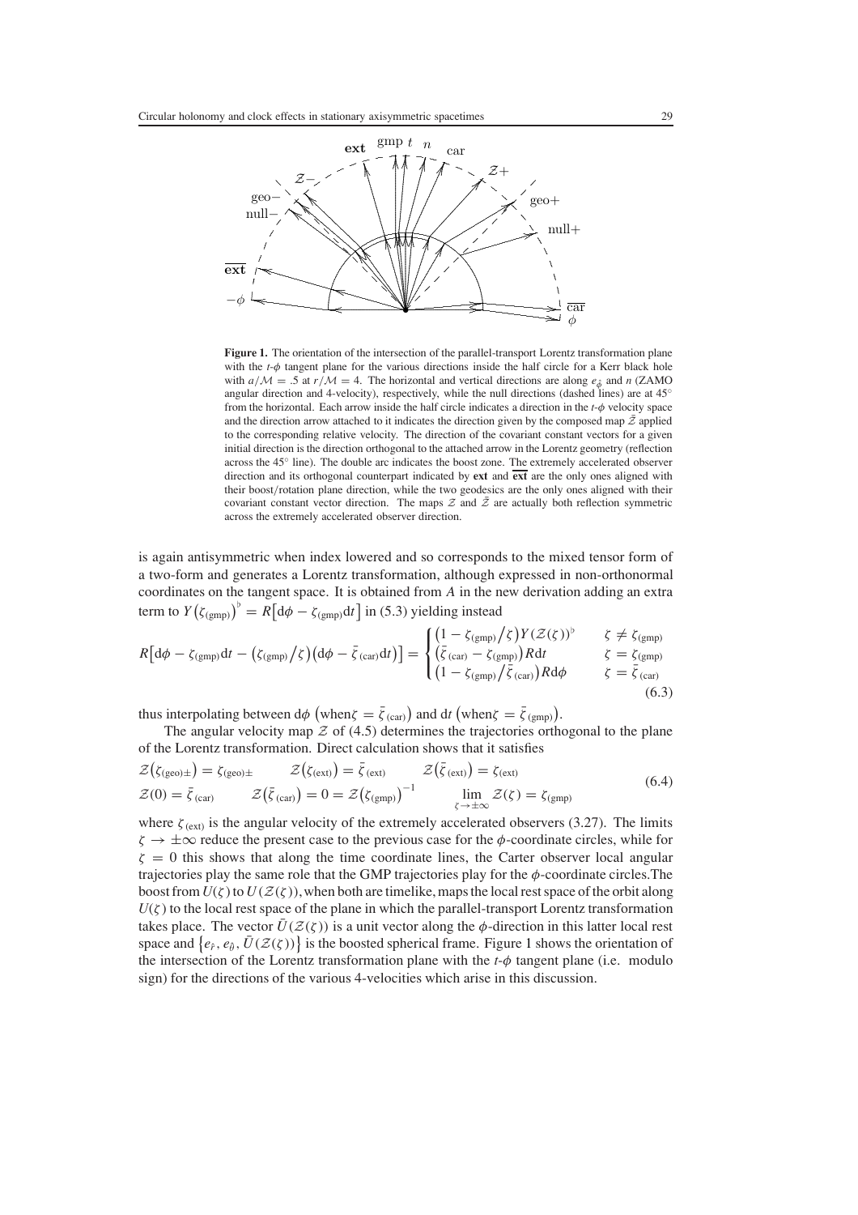**Figure 1.** The orientation of the intersection of the parallel-transport Lorentz transformation plane with the $t$-$\phi$ tangent plane for the various directions inside the half circle for a Kerr black hole with $a/\mathcal{M} = .5$ at $r/\mathcal{M} = 4$. The horizontal and vertical directions are along $e_{\hat\phi}$ and $n$ (ZAMO angular direction and 4-velocity), respectively, while the null directions (dashed lines) are at 45° from the horizontal. Each arrow inside the half circle indicates a direction in the $t$-$\phi$ velocity space and the direction arrow attached to it indicates the direction given by the composed map $\bar{\mathcal{Z}}$ applied to the corresponding relative velocity. The direction of the covariant constant vectors for a given initial direction is the direction orthogonal to the attached arrow in the Lorentz geometry (reflection across the 45° line). The double arc indicates the boost zone. The extremely accelerated observer direction and its orthogonal counterpart indicated by **ext** and $\overline{\textbf{ext}}$ are the only ones aligned with their boost/rotation plane direction, while the two geodesics are the only ones aligned with their covariant constant vector direction. The maps $\mathcal{Z}$ and $\bar{\mathcal{Z}}$ are actually both reflection symmetric across the extremely accelerated observer direction.

is again antisymmetric when index lowered and so corresponds to the mixed tensor form of a two-form and generates a Lorentz transformation, although expressed in non-orthonormal coordinates on the tangent space. It is obtained from $A$ in the new derivation adding an extra term to $Y(\zeta_{(\text{gmp})})^\flat = R[\mathrm{d}\phi - \zeta_{(\text{gmp})}\mathrm{d}t]$ in (5.3) yielding instead

$$R\big[\mathrm{d}\phi - \zeta_{(\text{gmp})}\mathrm{d}t - (\zeta_{(\text{gmp})}/\zeta)(\mathrm{d}\phi - \bar\zeta_{(\text{car})}\mathrm{d}t)\big] = \begin{cases} (1-\zeta_{(\text{gmp})}/\zeta)Y(\mathcal{Z}(\zeta))^\flat & \zeta \neq \zeta_{(\text{gmp})} \\ (\bar\zeta_{(\text{car})} - \zeta_{(\text{gmp})})R\mathrm{d}t & \zeta = \zeta_{(\text{gmp})} \\ (1-\zeta_{(\text{gmp})}/\bar\zeta_{(\text{car})})R\mathrm{d}\phi & \zeta = \bar\zeta_{(\text{car})} \end{cases} \tag{6.3}$$

thus interpolating between $\mathrm{d}\phi$ (when $\zeta = \bar\zeta_{(\text{car})}$) and $\mathrm{d}t$ (when $\zeta = \bar\zeta_{(\text{gmp})}$).

The angular velocity map $\mathcal{Z}$ of (4.5) determines the trajectories orthogonal to the plane of the Lorentz transformation. Direct calculation shows that it satisfies

$$\begin{aligned} &\mathcal{Z}(\zeta_{(\text{geo})\pm}) = \zeta_{(\text{geo})\pm} \qquad \mathcal{Z}(\zeta_{(\text{ext})}) = \bar\zeta_{(\text{ext})} \qquad \mathcal{Z}(\bar\zeta_{(\text{ext})}) = \zeta_{(\text{ext})} \\ &\mathcal{Z}(0) = \bar\zeta_{(\text{car})} \qquad \mathcal{Z}(\bar\zeta_{(\text{car})}) = 0 = \mathcal{Z}(\zeta_{(\text{gmp})})^{-1} \qquad \lim_{\zeta\to\pm\infty}\mathcal{Z}(\zeta) = \zeta_{(\text{gmp})} \end{aligned} \tag{6.4}$$

where $\zeta_{(\text{ext})}$ is the angular velocity of the extremely accelerated observers (3.27). The limits $\zeta \to \pm\infty$ reduce the present case to the previous case for the $\phi$-coordinate circles, while for $\zeta = 0$ this shows that along the time coordinate lines, the Carter observer local angular trajectories play the same role that the GMP trajectories play for the $\phi$-coordinate circles.The boost from $U(\zeta)$ to $U(\mathcal{Z}(\zeta))$, when both are timelike, maps the local rest space of the orbit along $U(\zeta)$ to the local rest space of the plane in which the parallel-transport Lorentz transformation takes place. The vector $\bar U(\mathcal{Z}(\zeta))$ is a unit vector along the $\phi$-direction in this latter local rest space and $\{e_{\hat r}, e_{\hat\theta}, \bar U(\mathcal{Z}(\zeta))\}$ is the boosted spherical frame. Figure 1 shows the orientation of the intersection of the Lorentz transformation plane with the $t$-$\phi$ tangent plane (i.e. modulo sign) for the directions of the various 4-velocities which arise in this discussion.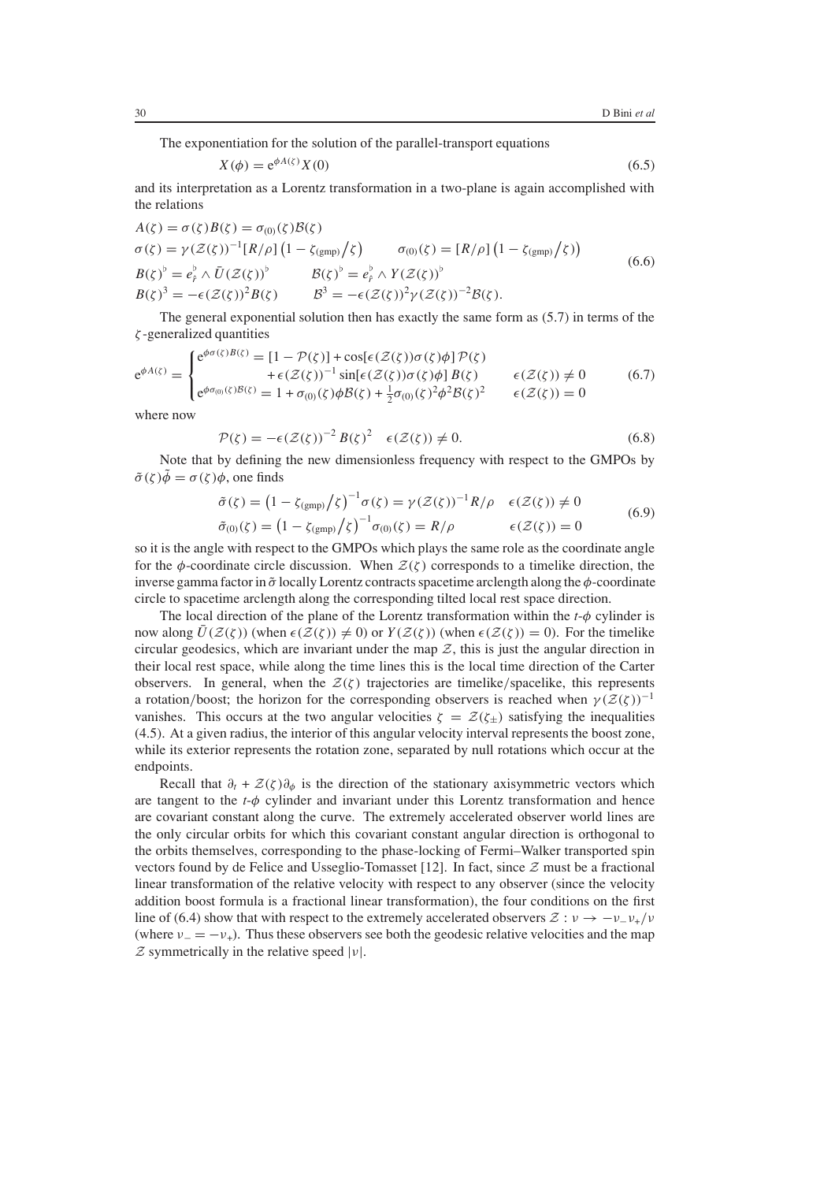The exponentiation for the solution of the parallel-transport equations

$$X(\phi) = e^{\phi A(\zeta)} X(0) \tag{6.5}$$

and its interpretation as a Lorentz transformation in a two-plane is again accomplished with the relations

$$\begin{aligned}
&A(\zeta) = \sigma(\zeta) B(\zeta) = \sigma_{(0)}(\zeta) \mathcal{B}(\zeta) \\
&\sigma(\zeta) = \gamma(\mathcal{Z}(\zeta))^{-1} [R/\rho] \left(1 - \zeta_{(\mathrm{gmp})}/\zeta\right) \qquad \sigma_{(0)}(\zeta) = [R/\rho] \left(1 - \zeta_{(\mathrm{gmp})}/\zeta\right) \\
&B(\zeta)^{\flat} = e_{\hat{r}}^{\flat} \wedge \bar{U}(\mathcal{Z}(\zeta))^{\flat} \qquad \mathcal{B}(\zeta)^{\flat} = e_{\hat{r}}^{\flat} \wedge Y(\mathcal{Z}(\zeta))^{\flat} \\
&B(\zeta)^3 = -\epsilon(\mathcal{Z}(\zeta))^2 B(\zeta) \qquad \mathcal{B}^3 = -\epsilon(\mathcal{Z}(\zeta))^2 \gamma(\mathcal{Z}(\zeta))^{-2} \mathcal{B}(\zeta).
\end{aligned} \tag{6.6}$$

The general exponential solution then has exactly the same form as (5.7) in terms of the $\zeta$-generalized quantities

$$e^{\phi A(\zeta)} = \begin{cases} e^{\phi \sigma(\zeta) B(\zeta)} = [1 - \mathcal{P}(\zeta)] + \cos[\epsilon(\mathcal{Z}(\zeta)) \sigma(\zeta) \phi]\, \mathcal{P}(\zeta) & \\ \qquad + \epsilon(\mathcal{Z}(\zeta))^{-1} \sin[\epsilon(\mathcal{Z}(\zeta)) \sigma(\zeta) \phi]\, B(\zeta) & \epsilon(\mathcal{Z}(\zeta)) \neq 0 \\ e^{\phi \sigma_{(0)}(\zeta) \mathcal{B}(\zeta)} = 1 + \sigma_{(0)}(\zeta) \phi \mathcal{B}(\zeta) + \frac{1}{2} \sigma_{(0)}(\zeta)^2 \phi^2 \mathcal{B}(\zeta)^2 & \epsilon(\mathcal{Z}(\zeta)) = 0 \end{cases} \tag{6.7}$$

where now

$$\mathcal{P}(\zeta) = -\epsilon(\mathcal{Z}(\zeta))^{-2} B(\zeta)^2 \quad \epsilon(\mathcal{Z}(\zeta)) \neq 0. \tag{6.8}$$

Note that by defining the new dimensionless frequency with respect to the GMPOs by $\tilde{\sigma}(\zeta) \tilde{\phi} = \sigma(\zeta) \phi$, one finds

$$\begin{aligned}
\tilde{\sigma}(\zeta) &= \left(1 - \zeta_{(\mathrm{gmp})}/\zeta\right)^{-1} \sigma(\zeta) = \gamma(\mathcal{Z}(\zeta))^{-1} R/\rho \quad && \epsilon(\mathcal{Z}(\zeta)) \neq 0 \\
\tilde{\sigma}_{(0)}(\zeta) &= \left(1 - \zeta_{(\mathrm{gmp})}/\zeta\right)^{-1} \sigma_{(0)}(\zeta) = R/\rho && \epsilon(\mathcal{Z}(\zeta)) = 0
\end{aligned} \tag{6.9}$$

so it is the angle with respect to the GMPOs which plays the same role as the coordinate angle for the $\phi$-coordinate circle discussion. When $\mathcal{Z}(\zeta)$ corresponds to a timelike direction, the inverse gamma factor in $\tilde{\sigma}$ locally Lorentz contracts spacetime arclength along the $\phi$-coordinate circle to spacetime arclength along the corresponding tilted local rest space direction.

The local direction of the plane of the Lorentz transformation within the $t$-$\phi$ cylinder is now along $\bar{U}(\mathcal{Z}(\zeta))$ (when $\epsilon(\mathcal{Z}(\zeta)) \neq 0$) or $Y(\mathcal{Z}(\zeta))$ (when $\epsilon(\mathcal{Z}(\zeta)) = 0$). For the timelike circular geodesics, which are invariant under the map $\mathcal{Z}$, this is just the angular direction in their local rest space, while along the time lines this is the local time direction of the Carter observers. In general, when the $\mathcal{Z}(\zeta)$ trajectories are timelike/spacelike, this represents a rotation/boost; the horizon for the corresponding observers is reached when $\gamma(\mathcal{Z}(\zeta))^{-1}$ vanishes. This occurs at the two angular velocities $\zeta = \mathcal{Z}(\zeta_\pm)$ satisfying the inequalities (4.5). At a given radius, the interior of this angular velocity interval represents the boost zone, while its exterior represents the rotation zone, separated by null rotations which occur at the endpoints.

Recall that $\partial_t + \mathcal{Z}(\zeta)\partial_\phi$ is the direction of the stationary axisymmetric vectors which are tangent to the $t$-$\phi$ cylinder and invariant under this Lorentz transformation and hence are covariant constant along the curve. The extremely accelerated observer world lines are the only circular orbits for which this covariant constant angular direction is orthogonal to the orbits themselves, corresponding to the phase-locking of Fermi–Walker transported spin vectors found by de Felice and Usseglio-Tomasset [12]. In fact, since $\mathcal{Z}$ must be a fractional linear transformation of the relative velocity with respect to any observer (since the velocity addition boost formula is a fractional linear transformation), the four conditions on the first line of (6.4) show that with respect to the extremely accelerated observers $\mathcal{Z} : \nu \to -\nu_- \nu_+/\nu$ (where $\nu_- = -\nu_+$). Thus these observers see both the geodesic relative velocities and the map $\mathcal{Z}$ symmetrically in the relative speed $|\nu|$.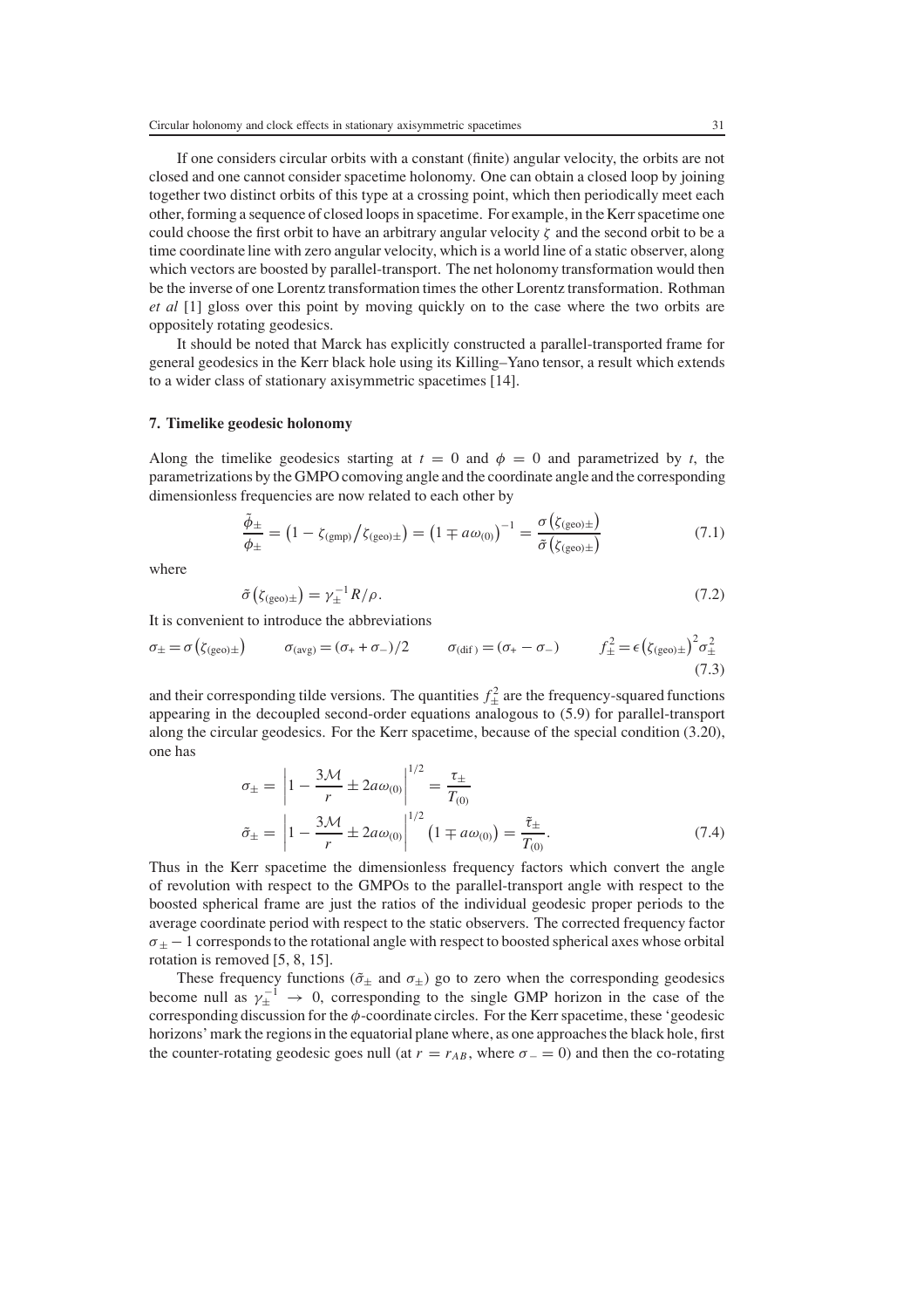If one considers circular orbits with a constant (finite) angular velocity, the orbits are not closed and one cannot consider spacetime holonomy. One can obtain a closed loop by joining together two distinct orbits of this type at a crossing point, which then periodically meet each other, forming a sequence of closed loops in spacetime. For example, in the Kerr spacetime one could choose the first orbit to have an arbitrary angular velocity $\zeta$ and the second orbit to be a time coordinate line with zero angular velocity, which is a world line of a static observer, along which vectors are boosted by parallel-transport. The net holonomy transformation would then be the inverse of one Lorentz transformation times the other Lorentz transformation. Rothman *et al* [1] gloss over this point by moving quickly on to the case where the two orbits are oppositely rotating geodesics.

It should be noted that Marck has explicitly constructed a parallel-transported frame for general geodesics in the Kerr black hole using its Killing–Yano tensor, a result which extends to a wider class of stationary axisymmetric spacetimes [14].

## 7. Timelike geodesic holonomy

Along the timelike geodesics starting at $t = 0$ and $\phi = 0$ and parametrized by $t$, the parametrizations by the GMPO comoving angle and the coordinate angle and the corresponding dimensionless frequencies are now related to each other by

$$\frac{\tilde{\phi}_{\pm}}{\phi_{\pm}} = \left(1 - \zeta_{(\mathrm{gmp})}/\zeta_{(\mathrm{geo})\pm}\right) = \left(1 \mp a\omega_{(0)}\right)^{-1} = \frac{\sigma\left(\zeta_{(\mathrm{geo})\pm}\right)}{\tilde{\sigma}\left(\zeta_{(\mathrm{geo})\pm}\right)} \tag{7.1}$$

where

$$\tilde{\sigma}\left(\zeta_{(\mathrm{geo})\pm}\right) = \gamma_{\pm}^{-1} R/\rho. \tag{7.2}$$

It is convenient to introduce the abbreviations

$$\sigma_{\pm} = \sigma\left(\zeta_{(\mathrm{geo})\pm}\right) \qquad \sigma_{(\mathrm{avg})} = (\sigma_{+} + \sigma_{-})/2 \qquad \sigma_{(\mathrm{dif})} = (\sigma_{+} - \sigma_{-}) \qquad f_{\pm}^{2} = \epsilon\left(\zeta_{(\mathrm{geo})\pm}\right)^{2}\sigma_{\pm}^{2} \tag{7.3}$$

and their corresponding tilde versions. The quantities $f_{\pm}^{2}$ are the frequency-squared functions appearing in the decoupled second-order equations analogous to (5.9) for parallel-transport along the circular geodesics. For the Kerr spacetime, because of the special condition (3.20), one has

$$\begin{aligned}
\sigma_{\pm} &= \left|1 - \frac{3\mathcal{M}}{r} \pm 2a\omega_{(0)}\right|^{1/2} = \frac{\tau_{\pm}}{T_{(0)}} \\
\tilde{\sigma}_{\pm} &= \left|1 - \frac{3\mathcal{M}}{r} \pm 2a\omega_{(0)}\right|^{1/2}\left(1 \mp a\omega_{(0)}\right) = \frac{\tilde{\tau}_{\pm}}{T_{(0)}}.
\end{aligned} \tag{7.4}$$

Thus in the Kerr spacetime the dimensionless frequency factors which convert the angle of revolution with respect to the GMPOs to the parallel-transport angle with respect to the boosted spherical frame are just the ratios of the individual geodesic proper periods to the average coordinate period with respect to the static observers. The corrected frequency factor $\sigma_{\pm} - 1$ corresponds to the rotational angle with respect to boosted spherical axes whose orbital rotation is removed [5, 8, 15].

These frequency functions ($\tilde{\sigma}_{\pm}$ and $\sigma_{\pm}$) go to zero when the corresponding geodesics become null as $\gamma_{\pm}^{-1} \to 0$, corresponding to the single GMP horizon in the case of the corresponding discussion for the $\phi$-coordinate circles. For the Kerr spacetime, these 'geodesic horizons' mark the regions in the equatorial plane where, as one approaches the black hole, first the counter-rotating geodesic goes null (at $r = r_{AB}$, where $\sigma_{-} = 0$) and then the co-rotating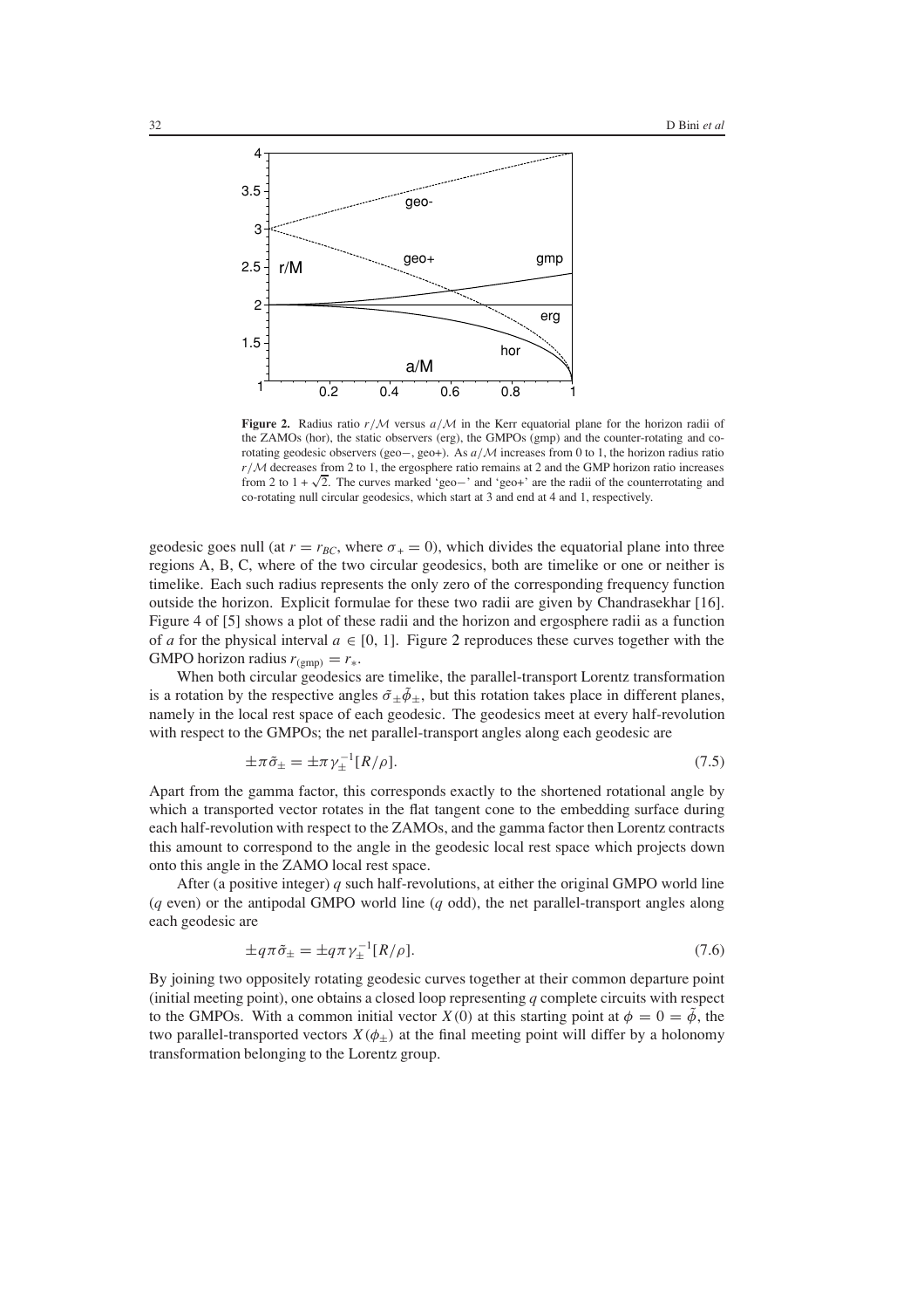**Figure 2.** Radius ratio $r/\mathcal{M}$ versus $a/\mathcal{M}$ in the Kerr equatorial plane for the horizon radii of the ZAMOs (hor), the static observers (erg), the GMPOs (gmp) and the counter-rotating and co-rotating geodesic observers (geo−, geo+). As $a/\mathcal{M}$ increases from 0 to 1, the horizon radius ratio $r/\mathcal{M}$ decreases from 2 to 1, the ergosphere ratio remains at 2 and the GMP horizon ratio increases from 2 to $1 + \sqrt{2}$. The curves marked 'geo−' and 'geo+' are the radii of the counterrotating and co-rotating null circular geodesics, which start at 3 and end at 4 and 1, respectively.

geodesic goes null (at $r = r_{BC}$, where $\sigma_+ = 0$), which divides the equatorial plane into three regions A, B, C, where of the two circular geodesics, both are timelike or one or neither is timelike. Each such radius represents the only zero of the corresponding frequency function outside the horizon. Explicit formulae for these two radii are given by Chandrasekhar [16]. Figure 4 of [5] shows a plot of these radii and the horizon and ergosphere radii as a function of $a$ for the physical interval $a \in [0, 1]$. Figure 2 reproduces these curves together with the GMPO horizon radius $r_{(\text{gmp})} = r_*$.

When both circular geodesics are timelike, the parallel-transport Lorentz transformation is a rotation by the respective angles $\tilde{\sigma}_\pm \tilde{\phi}_\pm$, but this rotation takes place in different planes, namely in the local rest space of each geodesic. The geodesics meet at every half-revolution with respect to the GMPOs; the net parallel-transport angles along each geodesic are

$$\pm\pi\tilde{\sigma}_\pm = \pm\pi\gamma_\pm^{-1}[R/\rho]. \tag{7.5}$$

Apart from the gamma factor, this corresponds exactly to the shortened rotational angle by which a transported vector rotates in the flat tangent cone to the embedding surface during each half-revolution with respect to the ZAMOs, and the gamma factor then Lorentz contracts this amount to correspond to the angle in the geodesic local rest space which projects down onto this angle in the ZAMO local rest space.

After (a positive integer) $q$ such half-revolutions, at either the original GMPO world line ($q$ even) or the antipodal GMPO world line ($q$ odd), the net parallel-transport angles along each geodesic are

$$\pm q\pi\tilde{\sigma}_\pm = \pm q\pi\gamma_\pm^{-1}[R/\rho]. \tag{7.6}$$

By joining two oppositely rotating geodesic curves together at their common departure point (initial meeting point), one obtains a closed loop representing $q$ complete circuits with respect to the GMPOs. With a common initial vector $X(0)$ at this starting point at $\phi = 0 = \tilde{\phi}$, the two parallel-transported vectors $X(\phi_\pm)$ at the final meeting point will differ by a holonomy transformation belonging to the Lorentz group.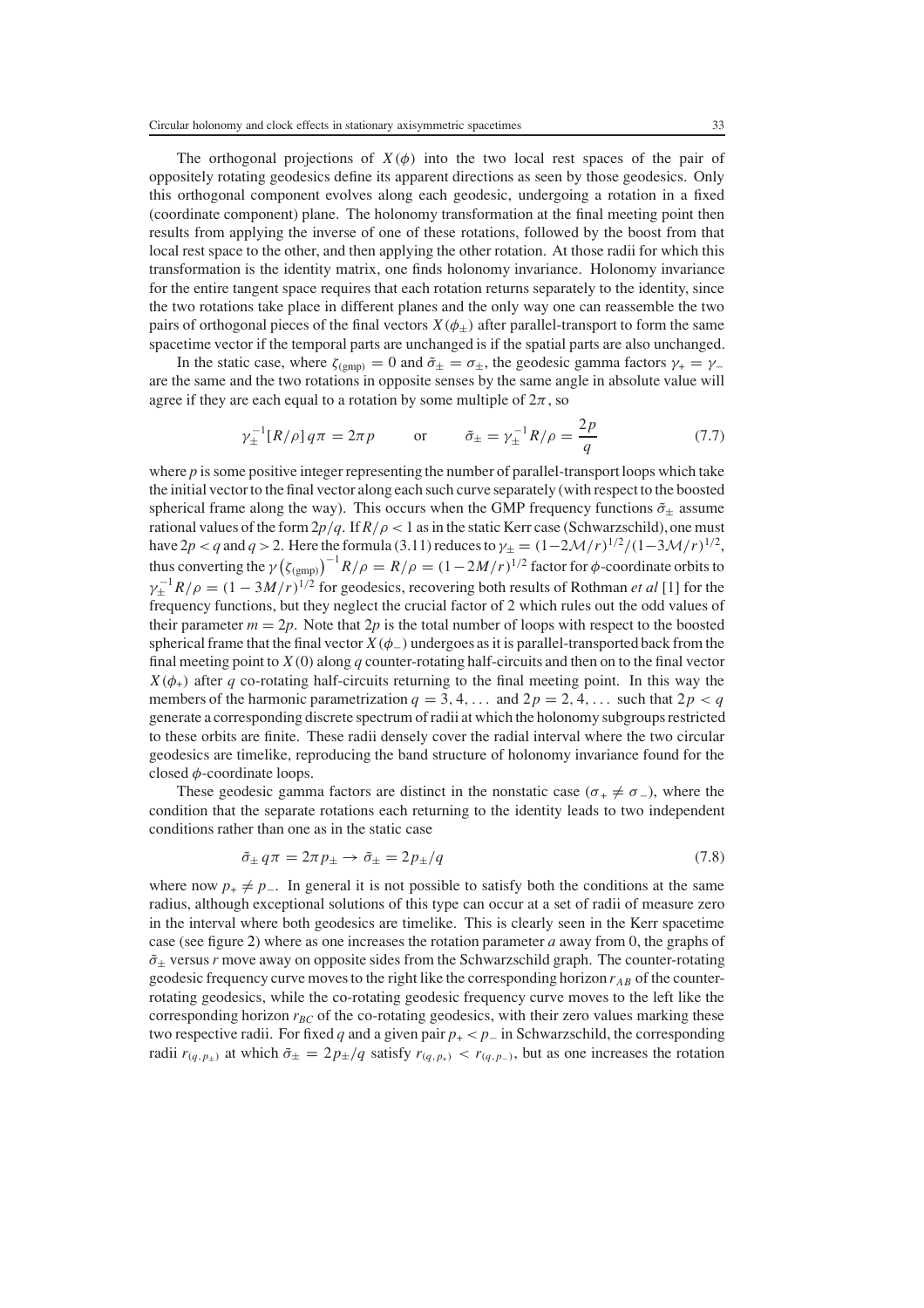The orthogonal projections of $X(\phi)$ into the two local rest spaces of the pair of oppositely rotating geodesics define its apparent directions as seen by those geodesics. Only this orthogonal component evolves along each geodesic, undergoing a rotation in a fixed (coordinate component) plane. The holonomy transformation at the final meeting point then results from applying the inverse of one of these rotations, followed by the boost from that local rest space to the other, and then applying the other rotation. At those radii for which this transformation is the identity matrix, one finds holonomy invariance. Holonomy invariance for the entire tangent space requires that each rotation returns separately to the identity, since the two rotations take place in different planes and the only way one can reassemble the two pairs of orthogonal pieces of the final vectors $X(\phi_\pm)$ after parallel-transport to form the same spacetime vector if the temporal parts are unchanged is if the spatial parts are also unchanged.

In the static case, where $\zeta_{(\text{gmp})} = 0$ and $\tilde{\sigma}_\pm = \sigma_\pm$, the geodesic gamma factors $\gamma_+ = \gamma_-$ are the same and the two rotations in opposite senses by the same angle in absolute value will agree if they are each equal to a rotation by some multiple of $2\pi$, so

$$\gamma_\pm^{-1}[R/\rho]\, q\pi = 2\pi p \qquad \text{or} \qquad \tilde{\sigma}_\pm = \gamma_\pm^{-1} R/\rho = \frac{2p}{q} \tag{7.7}$$

where $p$ is some positive integer representing the number of parallel-transport loops which take the initial vector to the final vector along each such curve separately (with respect to the boosted spherical frame along the way). This occurs when the GMP frequency functions $\tilde{\sigma}_\pm$ assume rational values of the form $2p/q$. If $R/\rho < 1$ as in the static Kerr case (Schwarzschild), one must have $2p < q$ and $q > 2$. Here the formula (3.11) reduces to $\gamma_\pm = (1-2\mathcal{M}/r)^{1/2}/(1-3\mathcal{M}/r)^{1/2}$, thus converting the $\gamma\left(\zeta_{(\text{gmp})}\right)^{-1} R/\rho = R/\rho = (1-2M/r)^{1/2}$ factor for $\phi$-coordinate orbits to $\gamma_\pm^{-1} R/\rho = (1-3M/r)^{1/2}$ for geodesics, recovering both results of Rothman *et al* [1] for the frequency functions, but they neglect the crucial factor of 2 which rules out the odd values of their parameter $m = 2p$. Note that $2p$ is the total number of loops with respect to the boosted spherical frame that the final vector $X(\phi_-)$ undergoes as it is parallel-transported back from the final meeting point to $X(0)$ along $q$ counter-rotating half-circuits and then on to the final vector $X(\phi_+)$ after $q$ co-rotating half-circuits returning to the final meeting point. In this way the members of the harmonic parametrization $q = 3, 4, \ldots$ and $2p = 2, 4, \ldots$ such that $2p < q$ generate a corresponding discrete spectrum of radii at which the holonomy subgroups restricted to these orbits are finite. These radii densely cover the radial interval where the two circular geodesics are timelike, reproducing the band structure of holonomy invariance found for the closed $\phi$-coordinate loops.

These geodesic gamma factors are distinct in the nonstatic case ($\sigma_+ \neq \sigma_-$), where the condition that the separate rotations each returning to the identity leads to two independent conditions rather than one as in the static case

$$\tilde{\sigma}_\pm\, q\pi = 2\pi p_\pm \rightarrow \tilde{\sigma}_\pm = 2p_\pm/q \tag{7.8}$$

where now $p_+ \neq p_-$. In general it is not possible to satisfy both the conditions at the same radius, although exceptional solutions of this type can occur at a set of radii of measure zero in the interval where both geodesics are timelike. This is clearly seen in the Kerr spacetime case (see figure 2) where as one increases the rotation parameter $a$ away from 0, the graphs of $\tilde{\sigma}_\pm$ versus $r$ move away on opposite sides from the Schwarzschild graph. The counter-rotating geodesic frequency curve moves to the right like the corresponding horizon $r_{AB}$ of the counter-rotating geodesics, while the co-rotating geodesic frequency curve moves to the left like the corresponding horizon $r_{BC}$ of the co-rotating geodesics, with their zero values marking these two respective radii. For fixed $q$ and a given pair $p_+ < p_-$ in Schwarzschild, the corresponding radii $r_{(q,p_\pm)}$ at which $\tilde{\sigma}_\pm = 2p_\pm/q$ satisfy $r_{(q,p_+)} < r_{(q,p_-)}$, but as one increases the rotation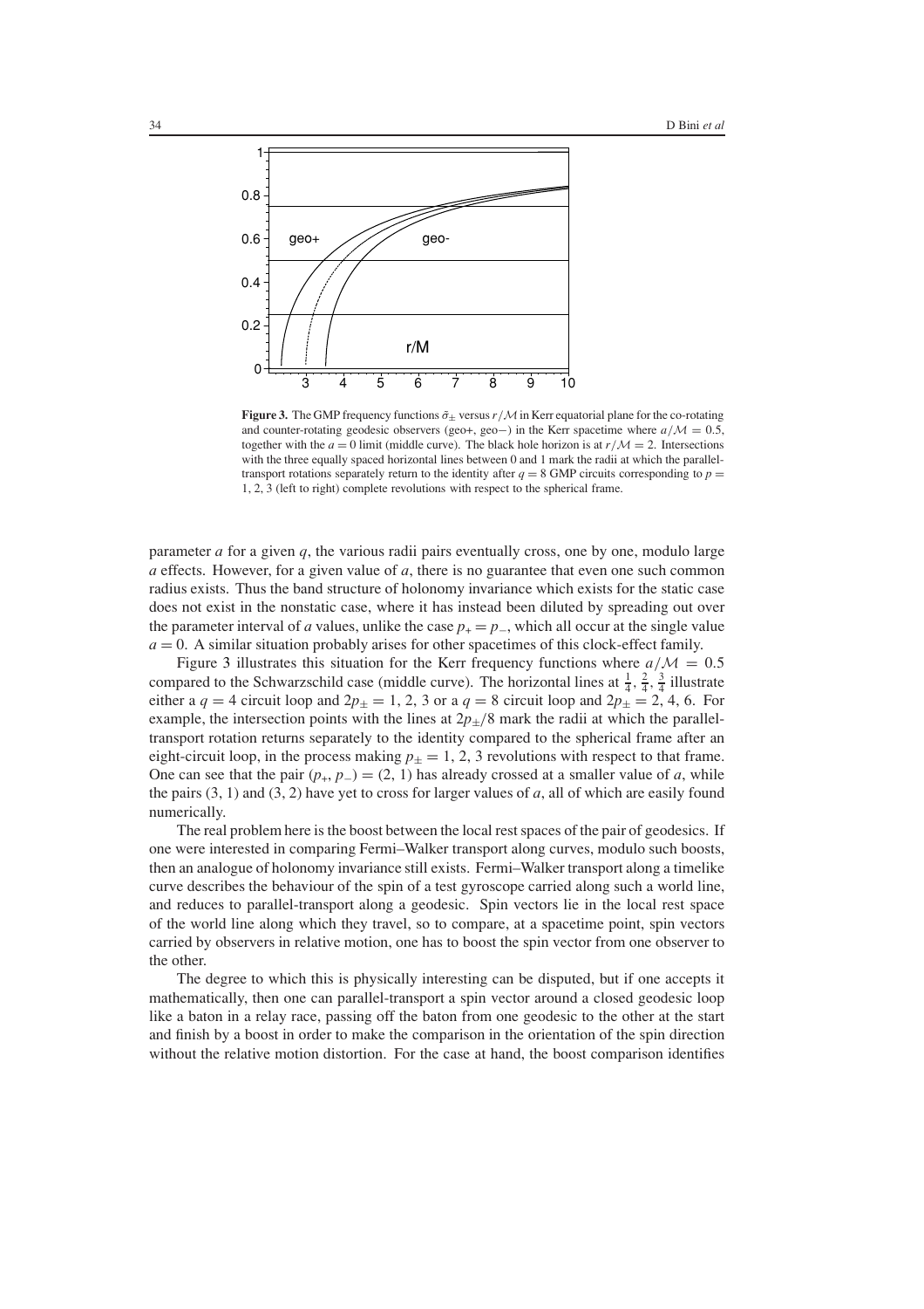**Figure 3.** The GMP frequency functions $\tilde{\sigma}_{\pm}$ versus $r/\mathcal{M}$ in Kerr equatorial plane for the co-rotating and counter-rotating geodesic observers (geo+, geo−) in the Kerr spacetime where $a/\mathcal{M} = 0.5$, together with the $a = 0$ limit (middle curve). The black hole horizon is at $r/\mathcal{M} = 2$. Intersections with the three equally spaced horizontal lines between 0 and 1 mark the radii at which the parallel-transport rotations separately return to the identity after $q = 8$ GMP circuits corresponding to $p = 1, 2, 3$ (left to right) complete revolutions with respect to the spherical frame.

parameter $a$ for a given $q$, the various radii pairs eventually cross, one by one, modulo large $a$ effects. However, for a given value of $a$, there is no guarantee that even one such common radius exists. Thus the band structure of holonomy invariance which exists for the static case does not exist in the nonstatic case, where it has instead been diluted by spreading out over the parameter interval of $a$ values, unlike the case $p_+ = p_-$, which all occur at the single value $a = 0$. A similar situation probably arises for other spacetimes of this clock-effect family.

Figure 3 illustrates this situation for the Kerr frequency functions where $a/\mathcal{M} = 0.5$ compared to the Schwarzschild case (middle curve). The horizontal lines at $\frac{1}{4}, \frac{2}{4}, \frac{3}{4}$ illustrate either a $q = 4$ circuit loop and $2p_{\pm} = 1, 2, 3$ or a $q = 8$ circuit loop and $2p_{\pm} = 2, 4, 6$. For example, the intersection points with the lines at $2p_{\pm}/8$ mark the radii at which the parallel-transport rotation returns separately to the identity compared to the spherical frame after an eight-circuit loop, in the process making $p_{\pm} = 1, 2, 3$ revolutions with respect to that frame. One can see that the pair $(p_+, p_-) = (2, 1)$ has already crossed at a smaller value of $a$, while the pairs $(3, 1)$ and $(3, 2)$ have yet to cross for larger values of $a$, all of which are easily found numerically.

The real problem here is the boost between the local rest spaces of the pair of geodesics. If one were interested in comparing Fermi–Walker transport along curves, modulo such boosts, then an analogue of holonomy invariance still exists. Fermi–Walker transport along a timelike curve describes the behaviour of the spin of a test gyroscope carried along such a world line, and reduces to parallel-transport along a geodesic. Spin vectors lie in the local rest space of the world line along which they travel, so to compare, at a spacetime point, spin vectors carried by observers in relative motion, one has to boost the spin vector from one observer to the other.

The degree to which this is physically interesting can be disputed, but if one accepts it mathematically, then one can parallel-transport a spin vector around a closed geodesic loop like a baton in a relay race, passing off the baton from one geodesic to the other at the start and finish by a boost in order to make the comparison in the orientation of the spin direction without the relative motion distortion. For the case at hand, the boost comparison identifies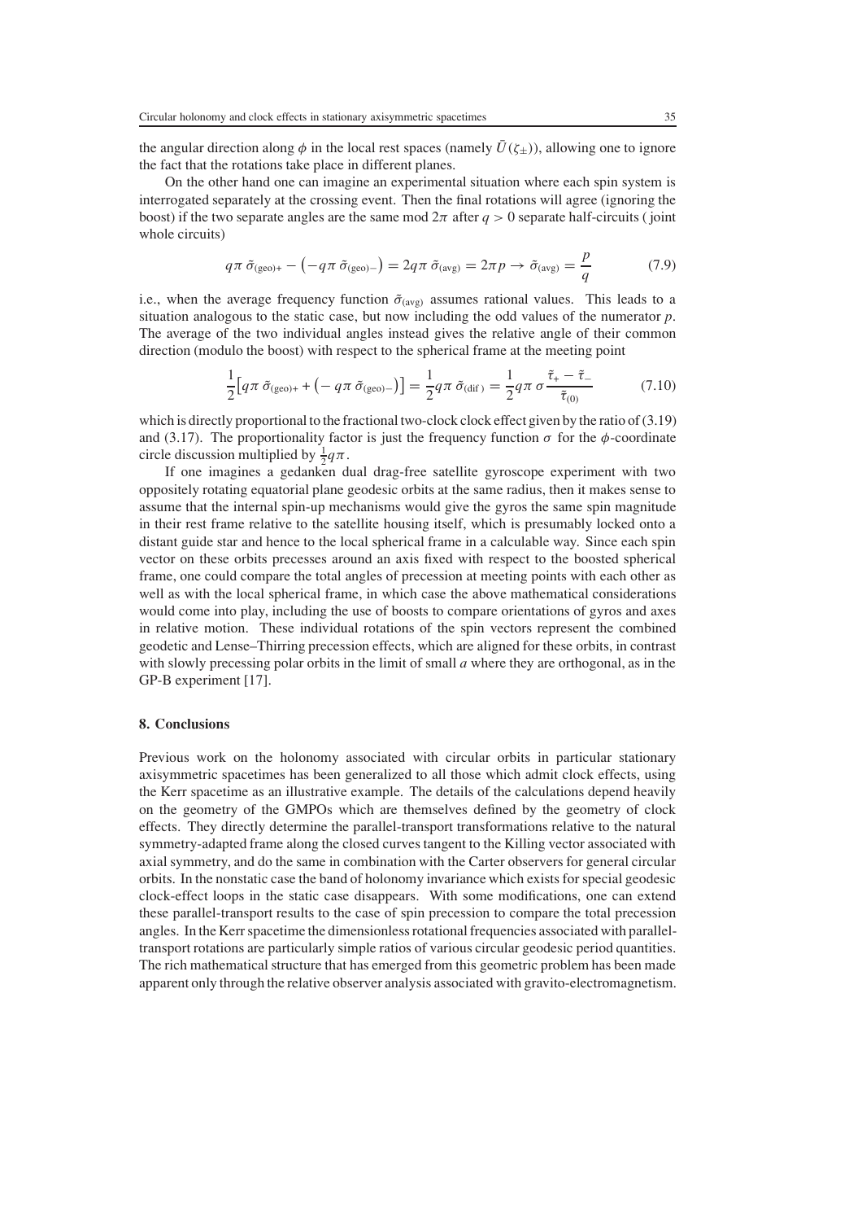the angular direction along $\phi$ in the local rest spaces (namely $\bar{U}(\zeta_\pm)$), allowing one to ignore the fact that the rotations take place in different planes.

On the other hand one can imagine an experimental situation where each spin system is interrogated separately at the crossing event. Then the final rotations will agree (ignoring the boost) if the two separate angles are the same mod $2\pi$ after $q > 0$ separate half-circuits ( joint whole circuits)

$$q\pi\,\tilde{\sigma}_{(\text{geo})+} - \left(-q\pi\,\tilde{\sigma}_{(\text{geo})-}\right) = 2q\pi\,\tilde{\sigma}_{(\text{avg})} = 2\pi p \rightarrow \tilde{\sigma}_{(\text{avg})} = \frac{p}{q} \tag{7.9}$$

i.e., when the average frequency function $\tilde{\sigma}_{(\text{avg})}$ assumes rational values. This leads to a situation analogous to the static case, but now including the odd values of the numerator $p$. The average of the two individual angles instead gives the relative angle of their common direction (modulo the boost) with respect to the spherical frame at the meeting point

$$\frac{1}{2}\left[q\pi\,\tilde{\sigma}_{(\text{geo})+} + \left(-\,q\pi\,\tilde{\sigma}_{(\text{geo})-}\right)\right] = \frac{1}{2}q\pi\,\tilde{\sigma}_{(\text{dif}\,)} = \frac{1}{2}q\pi\,\sigma\frac{\tilde{\tau}_+ - \tilde{\tau}_-}{\tilde{\tau}_{(0)}} \tag{7.10}$$

which is directly proportional to the fractional two-clock clock effect given by the ratio of (3.19) and (3.17). The proportionality factor is just the frequency function $\sigma$ for the $\phi$-coordinate circle discussion multiplied by $\frac{1}{2}q\pi$.

If one imagines a gedanken dual drag-free satellite gyroscope experiment with two oppositely rotating equatorial plane geodesic orbits at the same radius, then it makes sense to assume that the internal spin-up mechanisms would give the gyros the same spin magnitude in their rest frame relative to the satellite housing itself, which is presumably locked onto a distant guide star and hence to the local spherical frame in a calculable way. Since each spin vector on these orbits precesses around an axis fixed with respect to the boosted spherical frame, one could compare the total angles of precession at meeting points with each other as well as with the local spherical frame, in which case the above mathematical considerations would come into play, including the use of boosts to compare orientations of gyros and axes in relative motion. These individual rotations of the spin vectors represent the combined geodetic and Lense–Thirring precession effects, which are aligned for these orbits, in contrast with slowly precessing polar orbits in the limit of small $a$ where they are orthogonal, as in the GP-B experiment [17].

## 8. Conclusions

Previous work on the holonomy associated with circular orbits in particular stationary axisymmetric spacetimes has been generalized to all those which admit clock effects, using the Kerr spacetime as an illustrative example. The details of the calculations depend heavily on the geometry of the GMPOs which are themselves defined by the geometry of clock effects. They directly determine the parallel-transport transformations relative to the natural symmetry-adapted frame along the closed curves tangent to the Killing vector associated with axial symmetry, and do the same in combination with the Carter observers for general circular orbits. In the nonstatic case the band of holonomy invariance which exists for special geodesic clock-effect loops in the static case disappears. With some modifications, one can extend these parallel-transport results to the case of spin precession to compare the total precession angles. In the Kerr spacetime the dimensionless rotational frequencies associated with parallel-transport rotations are particularly simple ratios of various circular geodesic period quantities. The rich mathematical structure that has emerged from this geometric problem has been made apparent only through the relative observer analysis associated with gravito-electromagnetism.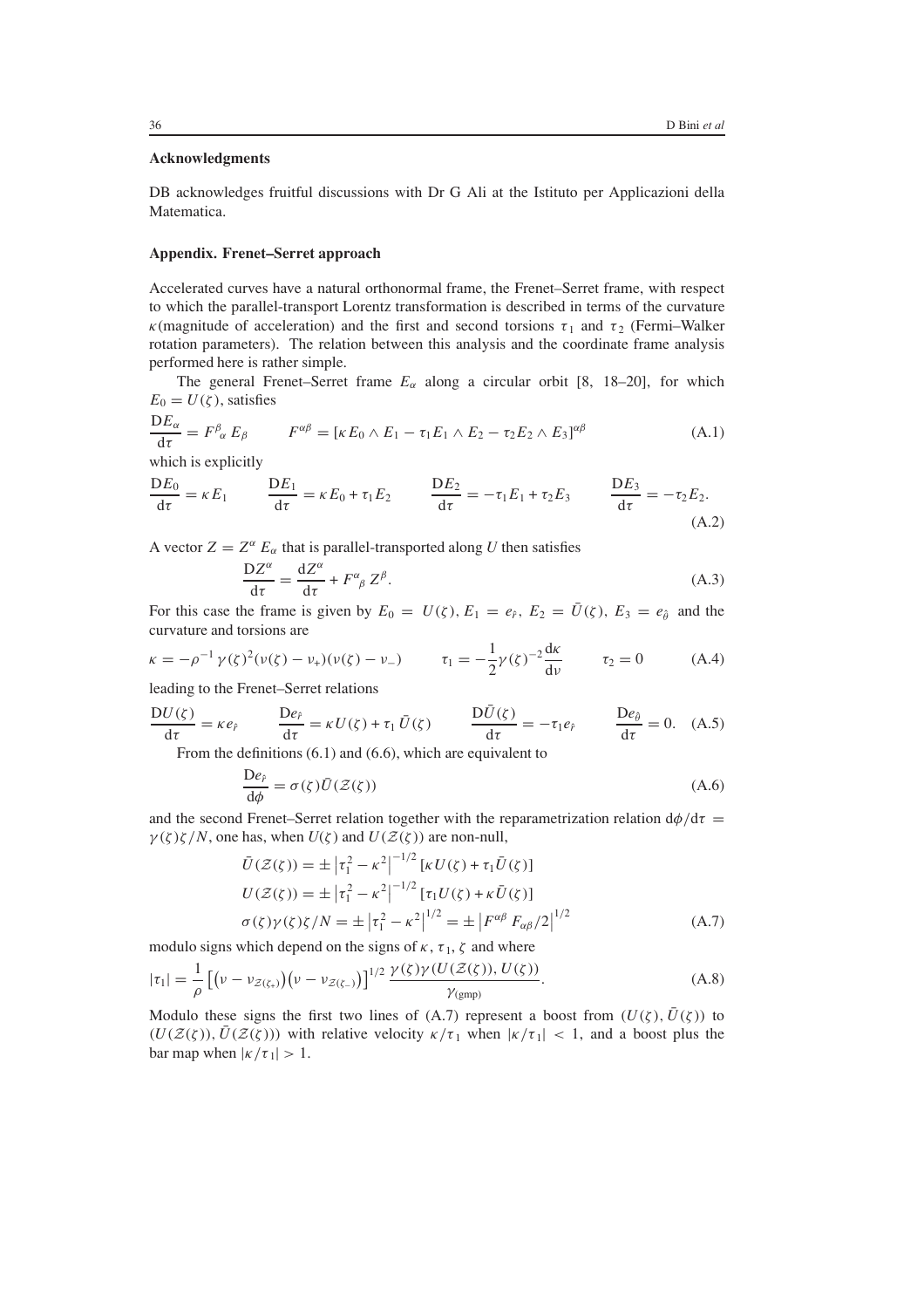### Acknowledgments

DB acknowledges fruitful discussions with Dr G Ali at the Istituto per Applicazioni della Matematica.

### Appendix. Frenet–Serret approach

Accelerated curves have a natural orthonormal frame, the Frenet–Serret frame, with respect to which the parallel-transport Lorentz transformation is described in terms of the curvature $\kappa$ (magnitude of acceleration) and the first and second torsions $\tau_1$ and $\tau_2$ (Fermi–Walker rotation parameters). The relation between this analysis and the coordinate frame analysis performed here is rather simple.

The general Frenet–Serret frame $E_\alpha$ along a circular orbit [8, 18–20], for which $E_0 = U(\zeta)$, satisfies

$$\frac{\mathrm{D}E_\alpha}{\mathrm{d}\tau} = F^\beta{}_\alpha\, E_\beta \qquad F^{\alpha\beta} = [\kappa E_0 \wedge E_1 - \tau_1 E_1 \wedge E_2 - \tau_2 E_2 \wedge E_3]^{\alpha\beta} \tag{A.1}$$

which is explicitly

$$\frac{\mathrm{D}E_0}{\mathrm{d}\tau} = \kappa E_1 \qquad \frac{\mathrm{D}E_1}{\mathrm{d}\tau} = \kappa E_0 + \tau_1 E_2 \qquad \frac{\mathrm{D}E_2}{\mathrm{d}\tau} = -\tau_1 E_1 + \tau_2 E_3 \qquad \frac{\mathrm{D}E_3}{\mathrm{d}\tau} = -\tau_2 E_2. \tag{A.2}$$

A vector $Z = Z^\alpha\, E_\alpha$ that is parallel-transported along $U$ then satisfies

$$\frac{\mathrm{D}Z^\alpha}{\mathrm{d}\tau} = \frac{\mathrm{d}Z^\alpha}{\mathrm{d}\tau} + F^\alpha{}_\beta\, Z^\beta. \tag{A.3}$$

For this case the frame is given by $E_0 = U(\zeta)$, $E_1 = e_{\hat r}$, $E_2 = \bar U(\zeta)$, $E_3 = e_{\hat\theta}$ and the curvature and torsions are

$$\kappa = -\rho^{-1}\,\gamma(\zeta)^2(\nu(\zeta) - \nu_+)(\nu(\zeta) - \nu_-) \qquad \tau_1 = -\frac{1}{2}\gamma(\zeta)^{-2}\frac{\mathrm{d}\kappa}{\mathrm{d}\nu} \qquad \tau_2 = 0 \tag{A.4}$$

leading to the Frenet–Serret relations

$$\frac{\mathrm{D}U(\zeta)}{\mathrm{d}\tau} = \kappa e_{\hat r} \qquad \frac{\mathrm{D}e_{\hat r}}{\mathrm{d}\tau} = \kappa U(\zeta) + \tau_1\, \bar U(\zeta) \qquad \frac{\mathrm{D}\bar U(\zeta)}{\mathrm{d}\tau} = -\tau_1 e_{\hat r} \qquad \frac{\mathrm{D}e_{\hat\theta}}{\mathrm{d}\tau} = 0. \tag{A.5}$$

From the definitions (6.1) and (6.6), which are equivalent to

$$\frac{\mathrm{D}e_{\hat r}}{\mathrm{d}\phi} = \sigma(\zeta)\bar U(\mathcal{Z}(\zeta)) \tag{A.6}$$

and the second Frenet–Serret relation together with the reparametrization relation $\mathrm{d}\phi/\mathrm{d}\tau = \gamma(\zeta)\zeta/N$, one has, when $U(\zeta)$ and $U(\mathcal{Z}(\zeta))$ are non-null,

$$\begin{aligned}
\bar U(\mathcal{Z}(\zeta)) &= \pm\left|\tau_1^2 - \kappa^2\right|^{-1/2}[\kappa U(\zeta) + \tau_1 \bar U(\zeta)]\\
U(\mathcal{Z}(\zeta)) &= \pm\left|\tau_1^2 - \kappa^2\right|^{-1/2}[\tau_1 U(\zeta) + \kappa \bar U(\zeta)]\\
\sigma(\zeta)\gamma(\zeta)\zeta/N &= \pm\left|\tau_1^2 - \kappa^2\right|^{1/2} = \pm\left|F^{\alpha\beta}\, F_{\alpha\beta}/2\right|^{1/2}
\end{aligned} \tag{A.7}$$

modulo signs which depend on the signs of $\kappa$, $\tau_1$, $\zeta$ and where

$$|\tau_1| = \frac{1}{\rho}\left[\left(\nu - \nu_{\mathcal{Z}(\zeta_+)}\right)\left(\nu - \nu_{\mathcal{Z}(\zeta_-)}\right)\right]^{1/2}\frac{\gamma(\zeta)\gamma(U(\mathcal{Z}(\zeta)), U(\zeta))}{\gamma_{(\mathrm{gmp})}}. \tag{A.8}$$

Modulo these signs the first two lines of (A.7) represent a boost from $(U(\zeta), \bar U(\zeta))$ to $(U(\mathcal{Z}(\zeta)), \bar U(\mathcal{Z}(\zeta)))$ with relative velocity $\kappa/\tau_1$ when $|\kappa/\tau_1| < 1$, and a boost plus the bar map when $|\kappa/\tau_1| > 1$.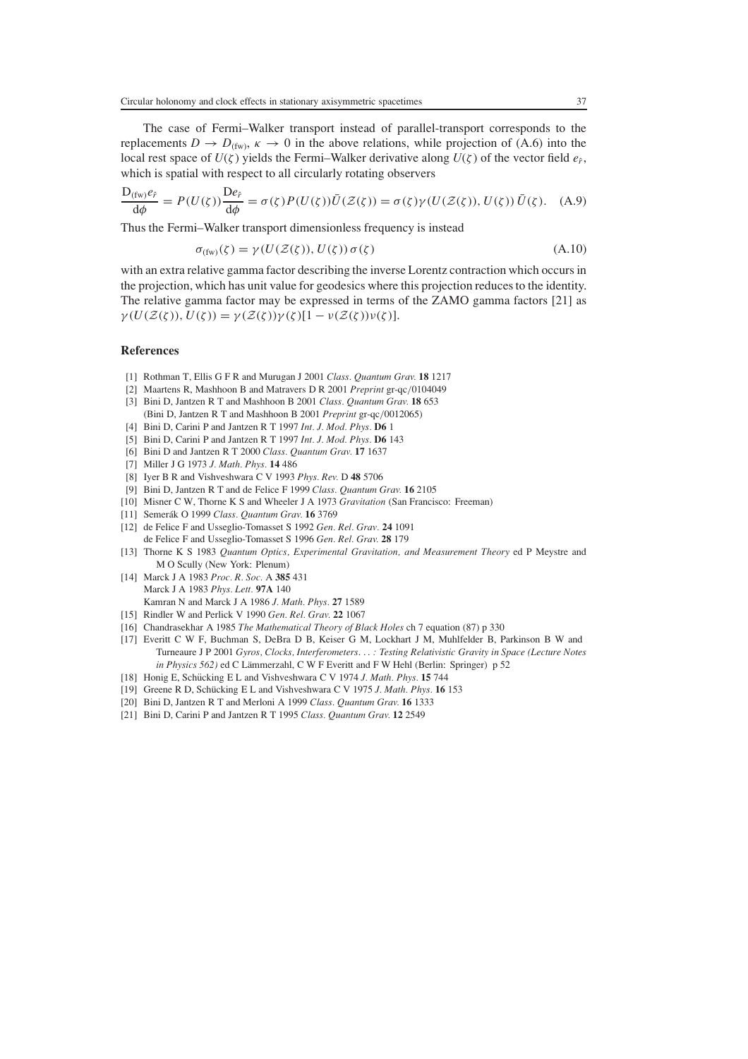The case of Fermi–Walker transport instead of parallel-transport corresponds to the replacements $D \to D_{(\mathrm{fw})}$, $\kappa \to 0$ in the above relations, while projection of (A.6) into the local rest space of $U(\zeta)$ yields the Fermi–Walker derivative along $U(\zeta)$ of the vector field $e_{\hat{r}}$, which is spatial with respect to all circularly rotating observers

$$\frac{\mathrm{D}_{(\mathrm{fw})} e_{\hat{r}}}{\mathrm{d}\phi} = P(U(\zeta)) \frac{\mathrm{D} e_{\hat{r}}}{\mathrm{d}\phi} = \sigma(\zeta) P(U(\zeta)) \bar{U}(\mathcal{Z}(\zeta)) = \sigma(\zeta) \gamma(U(\mathcal{Z}(\zeta)), U(\zeta))\, \bar{U}(\zeta). \quad \text{(A.9)}$$

Thus the Fermi–Walker transport dimensionless frequency is instead

$$\sigma_{(\mathrm{fw})}(\zeta) = \gamma(U(\mathcal{Z}(\zeta)), U(\zeta))\, \sigma(\zeta) \quad \text{(A.10)}$$

with an extra relative gamma factor describing the inverse Lorentz contraction which occurs in the projection, which has unit value for geodesics where this projection reduces to the identity. The relative gamma factor may be expressed in terms of the ZAMO gamma factors [21] as $\gamma(U(\mathcal{Z}(\zeta)), U(\zeta)) = \gamma(\mathcal{Z}(\zeta))\gamma(\zeta)[1 - \nu(\mathcal{Z}(\zeta))\nu(\zeta)]$.

## References

[1] Rothman T, Ellis G F R and Murugan J 2001 *Class. Quantum Grav.* **18** 1217
[2] Maartens R, Mashhoon B and Matravers D R 2001 *Preprint* gr-qc/0104049
[3] Bini D, Jantzen R T and Mashhoon B 2001 *Class. Quantum Grav.* **18** 653
(Bini D, Jantzen R T and Mashhoon B 2001 *Preprint* gr-qc/0012065)
[4] Bini D, Carini P and Jantzen R T 1997 *Int. J. Mod. Phys.* **D6** 1
[5] Bini D, Carini P and Jantzen R T 1997 *Int. J. Mod. Phys.* **D6** 143
[6] Bini D and Jantzen R T 2000 *Class. Quantum Grav.* **17** 1637
[7] Miller J G 1973 *J. Math. Phys.* **14** 486
[8] Iyer B R and Vishveshwara C V 1993 *Phys. Rev.* D **48** 5706
[9] Bini D, Jantzen R T and de Felice F 1999 *Class. Quantum Grav.* **16** 2105
[10] Misner C W, Thorne K S and Wheeler J A 1973 *Gravitation* (San Francisco: Freeman)
[11] Semerák O 1999 *Class. Quantum Grav.* **16** 3769
[12] de Felice F and Usseglio-Tomasset S 1992 *Gen. Rel. Grav.* **24** 1091
de Felice F and Usseglio-Tomasset S 1996 *Gen. Rel. Grav.* **28** 179
[13] Thorne K S 1983 *Quantum Optics, Experimental Gravitation, and Measurement Theory* ed P Meystre and M O Scully (New York: Plenum)
[14] Marck J A 1983 *Proc. R. Soc.* A **385** 431
Marck J A 1983 *Phys. Lett.* **97A** 140
Kamran N and Marck J A 1986 *J. Math. Phys.* **27** 1589
[15] Rindler W and Perlick V 1990 *Gen. Rel. Grav.* **22** 1067
[16] Chandrasekhar A 1985 *The Mathematical Theory of Black Holes* ch 7 equation (87) p 330
[17] Everitt C W F, Buchman S, DeBra D B, Keiser G M, Lockhart J M, Muhlfelder B, Parkinson B W and Turneaure J P 2001 *Gyros, Clocks, Interferometers. . . : Testing Relativistic Gravity in Space (Lecture Notes in Physics 562)* ed C Lämmerzahl, C W F Everitt and F W Hehl (Berlin: Springer) p 52
[18] Honig E, Schücking E L and Vishveshwara C V 1974 *J. Math. Phys.* **15** 744
[19] Greene R D, Schücking E L and Vishveshwara C V 1975 *J. Math. Phys.* **16** 153
[20] Bini D, Jantzen R T and Merloni A 1999 *Class. Quantum Grav.* **16** 1333
[21] Bini D, Carini P and Jantzen R T 1995 *Class. Quantum Grav.* **12** 2549